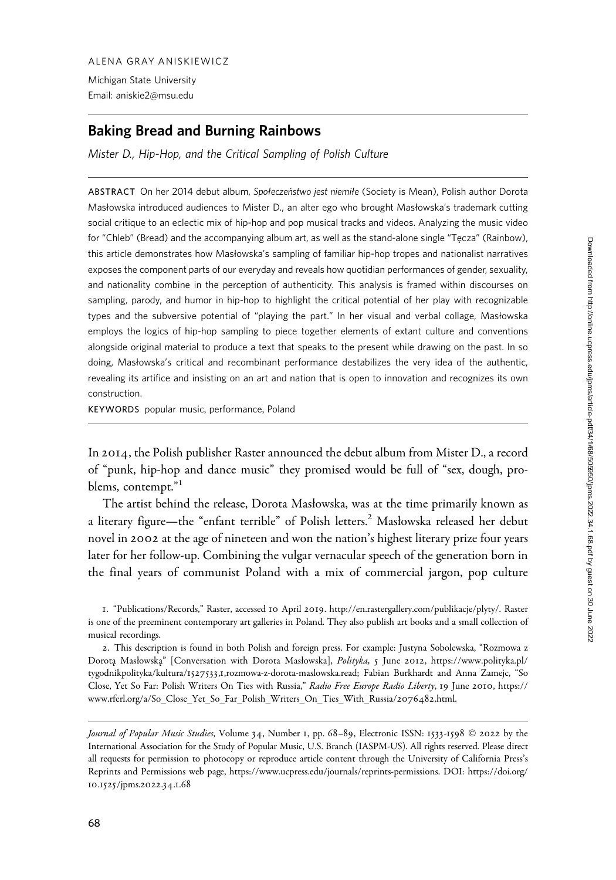ALENA GRAY ANISKIEWICZ

Michigan State University
Email: aniskie2@msu.edu

## Baking Bread and Burning Rainbows

*Mister D., Hip-Hop, and the Critical Sampling of Polish Culture*

ABSTRACT On her 2014 debut album, *Społeczeństwo jest niemiłe* (Society is Mean), Polish author Dorota Masłowska introduced audiences to Mister D., an alter ego who brought Masłowska's trademark cutting social critique to an eclectic mix of hip-hop and pop musical tracks and videos. Analyzing the music video for "Chleb" (Bread) and the accompanying album art, as well as the stand-alone single "Tęcza" (Rainbow), this article demonstrates how Masłowska's sampling of familiar hip-hop tropes and nationalist narratives exposes the component parts of our everyday and reveals how quotidian performances of gender, sexuality, and nationality combine in the perception of authenticity. This analysis is framed within discourses on sampling, parody, and humor in hip-hop to highlight the critical potential of her play with recognizable types and the subversive potential of "playing the part." In her visual and verbal collage, Masłowska employs the logics of hip-hop sampling to piece together elements of extant culture and conventions alongside original material to produce a text that speaks to the present while drawing on the past. In so doing, Masłowska's critical and recombinant performance destabilizes the very idea of the authentic, revealing its artifice and insisting on an art and nation that is open to innovation and recognizes its own construction.

KEYWORDS popular music, performance, Poland

In 2014, the Polish publisher Raster announced the debut album from Mister D., a record of "punk, hip-hop and dance music" they promised would be full of "sex, dough, problems, contempt."[1]

The artist behind the release, Dorota Masłowska, was at the time primarily known as a literary figure—the "enfant terrible" of Polish letters.[2] Masłowska released her debut novel in 2002 at the age of nineteen and won the nation's highest literary prize four years later for her follow-up. Combining the vulgar vernacular speech of the generation born in the final years of communist Poland with a mix of commercial jargon, pop culture

1. "Publications/Records," Raster, accessed 10 April 2019. http://en.rastergallery.com/publikacje/plyty/. Raster is one of the preeminent contemporary art galleries in Poland. They also publish art books and a small collection of musical recordings.

2. This description is found in both Polish and foreign press. For example: Justyna Sobolewska, "Rozmowa z Dorotą Masłowską" [Conversation with Dorota Masłowska], *Polityka,* 5 June 2012, https://www.polityka.pl/tygodnikpolityka/kultura/1527533,1,rozmowa-z-dorota-maslowska.read; Fabian Burkhardt and Anna Zamejc, "So Close, Yet So Far: Polish Writers On Ties with Russia," *Radio Free Europe Radio Liberty*, 19 June 2010, https://www.rferl.org/a/So_Close_Yet_So_Far_Polish_Writers_On_Ties_With_Russia/2076482.html.

*Journal of Popular Music Studies*, Volume 34, Number 1, pp. 68–89, Electronic ISSN: 1533-1598 © 2022 by the International Association for the Study of Popular Music, U.S. Branch (IASPM-US). All rights reserved. Please direct all requests for permission to photocopy or reproduce article content through the University of California Press's Reprints and Permissions web page, https://www.ucpress.edu/journals/reprints-permissions. DOI: https://doi.org/10.1525/jpms.2022.34.1.68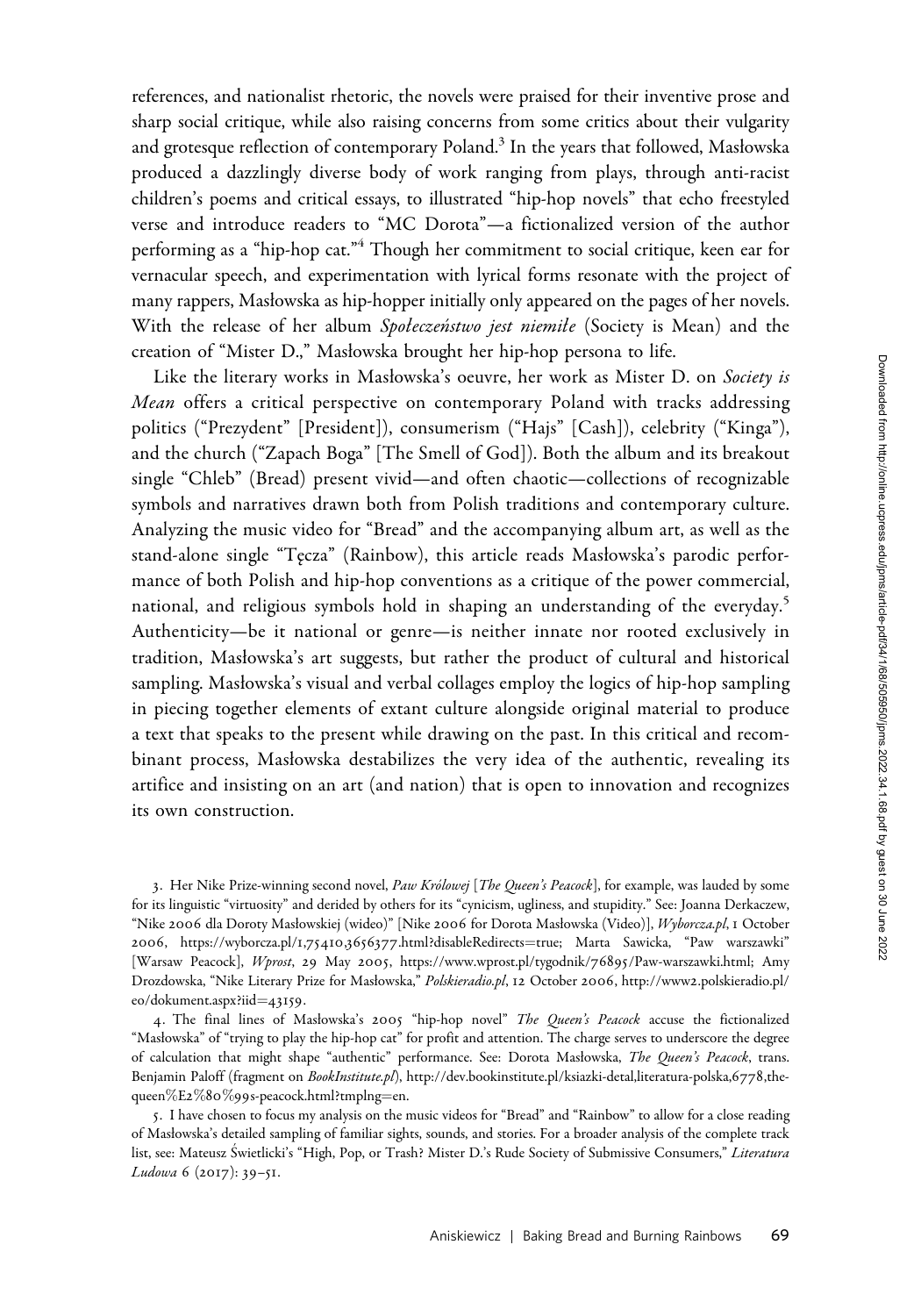references, and nationalist rhetoric, the novels were praised for their inventive prose and sharp social critique, while also raising concerns from some critics about their vulgarity and grotesque reflection of contemporary Poland.[3] In the years that followed, Masłowska produced a dazzlingly diverse body of work ranging from plays, through anti-racist children's poems and critical essays, to illustrated "hip-hop novels" that echo freestyled verse and introduce readers to "MC Dorota"—a fictionalized version of the author performing as a "hip-hop cat."[4] Though her commitment to social critique, keen ear for vernacular speech, and experimentation with lyrical forms resonate with the project of many rappers, Masłowska as hip-hopper initially only appeared on the pages of her novels. With the release of her album *Społeczeństwo jest niemiłe* (Society is Mean) and the creation of "Mister D.," Masłowska brought her hip-hop persona to life.

Like the literary works in Masłowska's oeuvre, her work as Mister D. on *Society is Mean* offers a critical perspective on contemporary Poland with tracks addressing politics ("Prezydent" [President]), consumerism ("Hajs" [Cash]), celebrity ("Kinga"), and the church ("Zapach Boga" [The Smell of God]). Both the album and its breakout single "Chleb" (Bread) present vivid—and often chaotic—collections of recognizable symbols and narratives drawn both from Polish traditions and contemporary culture. Analyzing the music video for "Bread" and the accompanying album art, as well as the stand-alone single "Tęcza" (Rainbow), this article reads Masłowska's parodic performance of both Polish and hip-hop conventions as a critique of the power commercial, national, and religious symbols hold in shaping an understanding of the everyday.[5] Authenticity—be it national or genre—is neither innate nor rooted exclusively in tradition, Masłowska's art suggests, but rather the product of cultural and historical sampling. Masłowska's visual and verbal collages employ the logics of hip-hop sampling in piecing together elements of extant culture alongside original material to produce a text that speaks to the present while drawing on the past. In this critical and recombinant process, Masłowska destabilizes the very idea of the authentic, revealing its artifice and insisting on an art (and nation) that is open to innovation and recognizes its own construction.

3. Her Nike Prize-winning second novel, *Paw Królowej* [*The Queen's Peacock*], for example, was lauded by some for its linguistic "virtuosity" and derided by others for its "cynicism, ugliness, and stupidity." See: Joanna Derkaczew, "Nike 2006 dla Doroty Masłowskiej (wideo)" [Nike 2006 for Dorota Masłowska (Video)], *Wyborcza.pl*, 1 October 2006, https://wyborcza.pl/1,75410,3656377.html?disableRedirects=true; Marta Sawicka, "Paw warszawki" [Warsaw Peacock], *Wprost*, 29 May 2005, https://www.wprost.pl/tygodnik/76895/Paw-warszawki.html; Amy Drozdowska, "Nike Literary Prize for Masłowska," *Polskieradio.pl*, 12 October 2006, http://www2.polskieradio.pl/eo/dokument.aspx?iid=43159.

4. The final lines of Masłowska's 2005 "hip-hop novel" *The Queen's Peacock* accuse the fictionalized "Masłowska" of "trying to play the hip-hop cat" for profit and attention. The charge serves to underscore the degree of calculation that might shape "authentic" performance. See: Dorota Masłowska, *The Queen's Peacock*, trans. Benjamin Paloff (fragment on *BookInstitute.pl*), http://dev.bookinstitute.pl/ksiazki-detal,literatura-polska,6778,the-queen%E2%80%99s-peacock.html?tmplng=en.

5. I have chosen to focus my analysis on the music videos for "Bread" and "Rainbow" to allow for a close reading of Masłowska's detailed sampling of familiar sights, sounds, and stories. For a broader analysis of the complete track list, see: Mateusz Świetlicki's "High, Pop, or Trash? Mister D.'s Rude Society of Submissive Consumers," *Literatura Ludowa* 6 (2017): 39–51.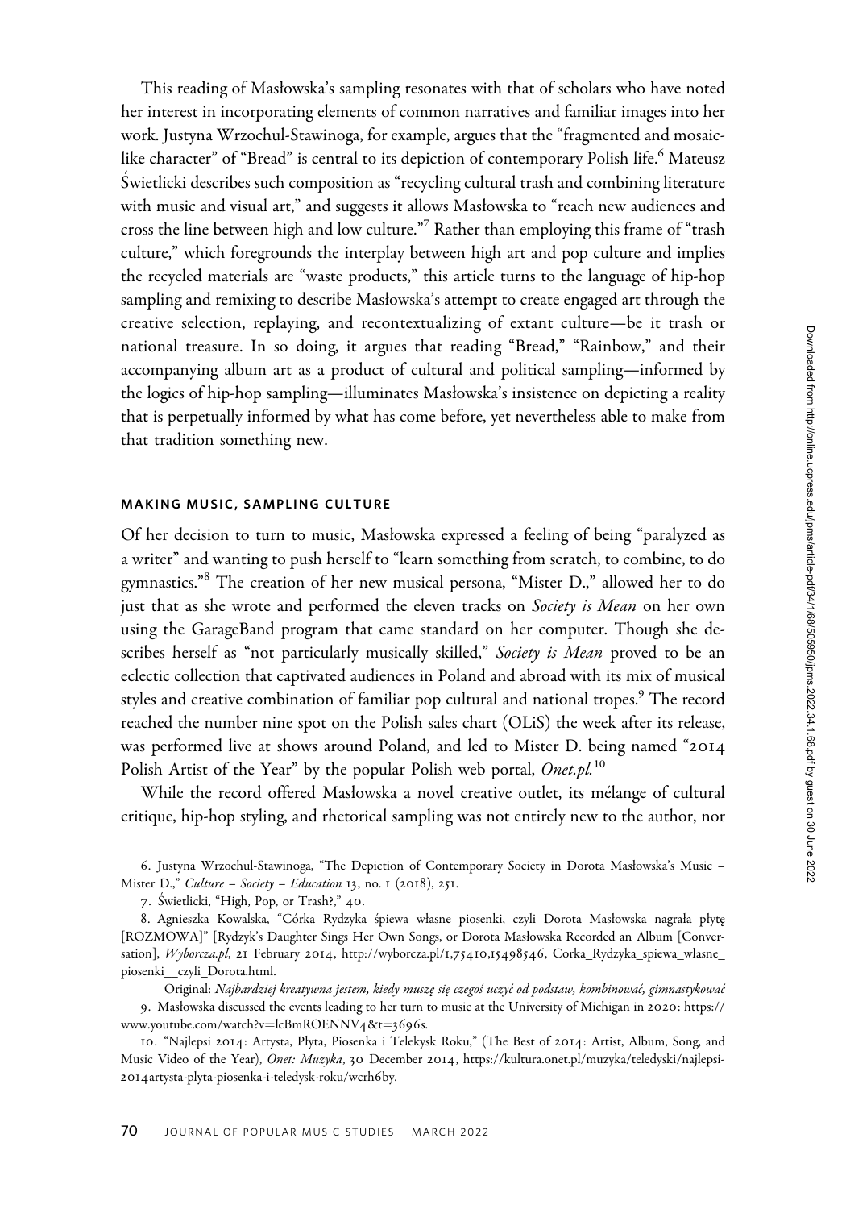This reading of Masłowska's sampling resonates with that of scholars who have noted her interest in incorporating elements of common narratives and familiar images into her work. Justyna Wrzochul-Stawinoga, for example, argues that the "fragmented and mosaic-like character" of "Bread" is central to its depiction of contemporary Polish life.[6] Mateusz Świetlicki describes such composition as "recycling cultural trash and combining literature with music and visual art," and suggests it allows Masłowska to "reach new audiences and cross the line between high and low culture."[7] Rather than employing this frame of "trash culture," which foregrounds the interplay between high art and pop culture and implies the recycled materials are "waste products," this article turns to the language of hip-hop sampling and remixing to describe Masłowska's attempt to create engaged art through the creative selection, replaying, and recontextualizing of extant culture—be it trash or national treasure. In so doing, it argues that reading "Bread," "Rainbow," and their accompanying album art as a product of cultural and political sampling—informed by the logics of hip-hop sampling—illuminates Masłowska's insistence on depicting a reality that is perpetually informed by what has come before, yet nevertheless able to make from that tradition something new.

## MAKING MUSIC, SAMPLING CULTURE

Of her decision to turn to music, Masłowska expressed a feeling of being "paralyzed as a writer" and wanting to push herself to "learn something from scratch, to combine, to do gymnastics."[8] The creation of her new musical persona, "Mister D.," allowed her to do just that as she wrote and performed the eleven tracks on *Society is Mean* on her own using the GarageBand program that came standard on her computer. Though she describes herself as "not particularly musically skilled," *Society is Mean* proved to be an eclectic collection that captivated audiences in Poland and abroad with its mix of musical styles and creative combination of familiar pop cultural and national tropes.[9] The record reached the number nine spot on the Polish sales chart (OLiS) the week after its release, was performed live at shows around Poland, and led to Mister D. being named "2014 Polish Artist of the Year" by the popular Polish web portal, *Onet.pl*.[10]

While the record offered Masłowska a novel creative outlet, its mélange of cultural critique, hip-hop styling, and rhetorical sampling was not entirely new to the author, nor

6. Justyna Wrzochul-Stawinoga, "The Depiction of Contemporary Society in Dorota Masłowska's Music – Mister D.," *Culture – Society – Education* 13, no. 1 (2018), 251.

7. Świetlicki, "High, Pop, or Trash?," 40.

8. Agnieszka Kowalska, "Córka Rydzyka śpiewa własne piosenki, czyli Dorota Masłowska nagrała płytę [ROZMOWA]" [Rydzyk's Daughter Sings Her Own Songs, or Dorota Masłowska Recorded an Album [Conversation], *Wyborcza.pl*, 21 February 2014, http://wyborcza.pl/1,75410,15498546, Corka_Rydzyka_spiewa_wlasne_piosenki__czyli_Dorota.html.

Original: *Najbardziej kreatywna jestem, kiedy muszę się czegoś uczyć od podstaw, kombinować, gimnastykować*

9. Masłowska discussed the events leading to her turn to music at the University of Michigan in 2020: https://www.youtube.com/watch?v=lcBmROENNV4&t=3696s.

10. "Najlepsi 2014: Artysta, Płyta, Piosenka i Telekysk Roku," (The Best of 2014: Artist, Album, Song, and Music Video of the Year), *Onet: Muzyka*, 30 December 2014, https://kultura.onet.pl/muzyka/teledyski/najlepsi-2014artysta-plyta-piosenka-i-teledysk-roku/wcrh6by.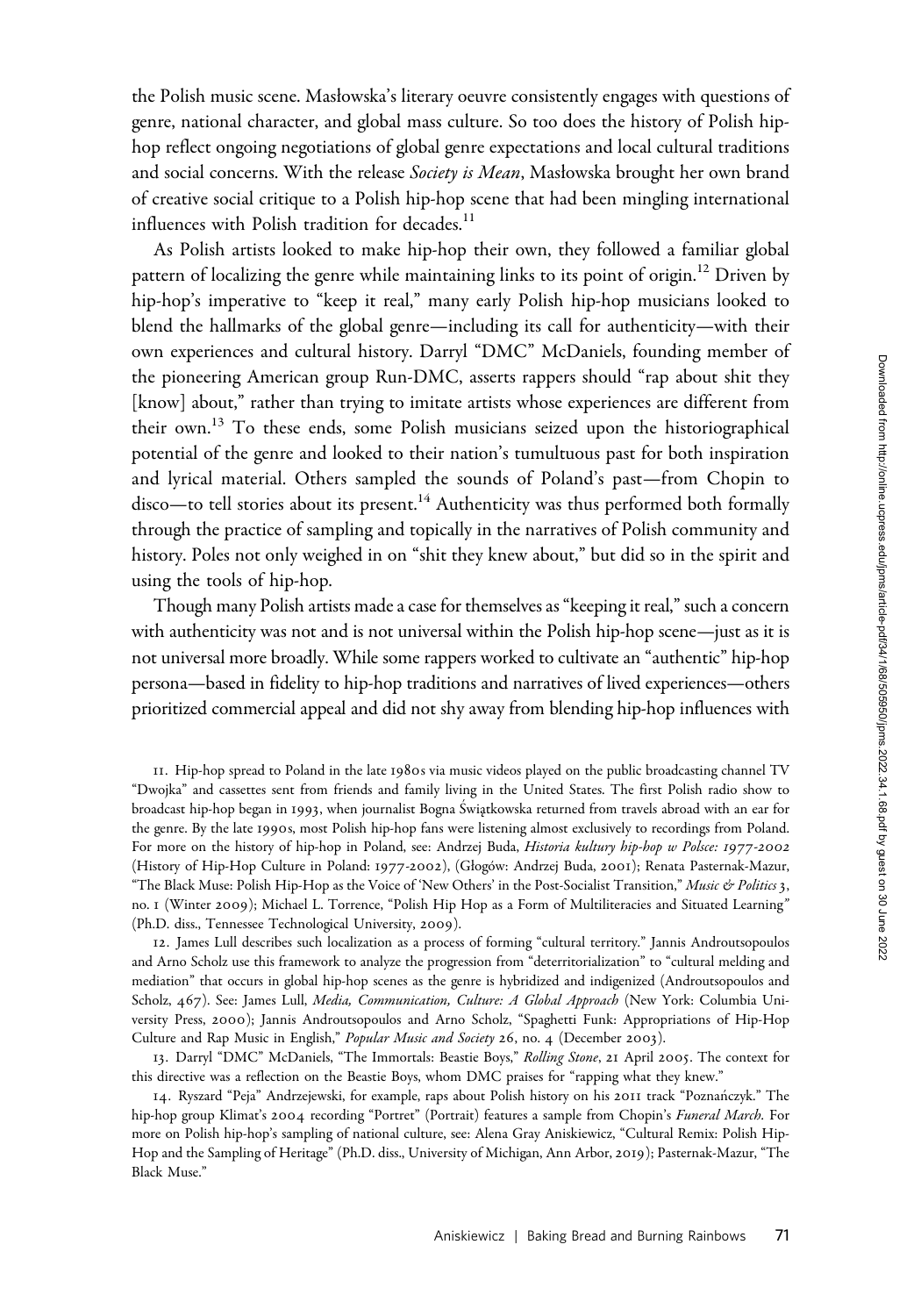the Polish music scene. Masłowska's literary oeuvre consistently engages with questions of genre, national character, and global mass culture. So too does the history of Polish hip-hop reflect ongoing negotiations of global genre expectations and local cultural traditions and social concerns. With the release *Society is Mean*, Masłowska brought her own brand of creative social critique to a Polish hip-hop scene that had been mingling international influences with Polish tradition for decades.[11]

As Polish artists looked to make hip-hop their own, they followed a familiar global pattern of localizing the genre while maintaining links to its point of origin.[12] Driven by hip-hop's imperative to "keep it real," many early Polish hip-hop musicians looked to blend the hallmarks of the global genre—including its call for authenticity—with their own experiences and cultural history. Darryl "DMC" McDaniels, founding member of the pioneering American group Run-DMC, asserts rappers should "rap about shit they [know] about," rather than trying to imitate artists whose experiences are different from their own.[13] To these ends, some Polish musicians seized upon the historiographical potential of the genre and looked to their nation's tumultuous past for both inspiration and lyrical material. Others sampled the sounds of Poland's past—from Chopin to disco—to tell stories about its present.[14] Authenticity was thus performed both formally through the practice of sampling and topically in the narratives of Polish community and history. Poles not only weighed in on "shit they knew about," but did so in the spirit and using the tools of hip-hop.

Though many Polish artists made a case for themselves as "keeping it real," such a concern with authenticity was not and is not universal within the Polish hip-hop scene—just as it is not universal more broadly. While some rappers worked to cultivate an "authentic" hip-hop persona—based in fidelity to hip-hop traditions and narratives of lived experiences—others prioritized commercial appeal and did not shy away from blending hip-hop influences with

11. Hip-hop spread to Poland in the late 1980s via music videos played on the public broadcasting channel TV "Dwojka" and cassettes sent from friends and family living in the United States. The first Polish radio show to broadcast hip-hop began in 1993, when journalist Bogna Świątkowska returned from travels abroad with an ear for the genre. By the late 1990s, most Polish hip-hop fans were listening almost exclusively to recordings from Poland. For more on the history of hip-hop in Poland, see: Andrzej Buda, *Historia kultury hip-hop w Polsce: 1977-2002* (History of Hip-Hop Culture in Poland: 1977-2002), (Głogów: Andrzej Buda, 2001); Renata Pasternak-Mazur, "The Black Muse: Polish Hip-Hop as the Voice of 'New Others' in the Post-Socialist Transition," *Music & Politics* 3, no. 1 (Winter 2009); Michael L. Torrence, "Polish Hip Hop as a Form of Multiliteracies and Situated Learning" (Ph.D. diss., Tennessee Technological University, 2009).

12. James Lull describes such localization as a process of forming "cultural territory." Jannis Androutsopoulos and Arno Scholz use this framework to analyze the progression from "deterritorialization" to "cultural melding and mediation" that occurs in global hip-hop scenes as the genre is hybridized and indigenized (Androutsopoulos and Scholz, 467). See: James Lull, *Media, Communication, Culture: A Global Approach* (New York: Columbia University Press, 2000); Jannis Androutsopoulos and Arno Scholz, "Spaghetti Funk: Appropriations of Hip-Hop Culture and Rap Music in English," *Popular Music and Society* 26, no. 4 (December 2003).

13. Darryl "DMC" McDaniels, "The Immortals: Beastie Boys," *Rolling Stone*, 21 April 2005. The context for this directive was a reflection on the Beastie Boys, whom DMC praises for "rapping what they knew."

14. Ryszard "Peja" Andrzejewski, for example, raps about Polish history on his 2011 track "Poznańczyk." The hip-hop group Klimat's 2004 recording "Portret" (Portrait) features a sample from Chopin's *Funeral March*. For more on Polish hip-hop's sampling of national culture, see: Alena Gray Aniskiewicz, "Cultural Remix: Polish Hip-Hop and the Sampling of Heritage" (Ph.D. diss., University of Michigan, Ann Arbor, 2019); Pasternak-Mazur, "The Black Muse."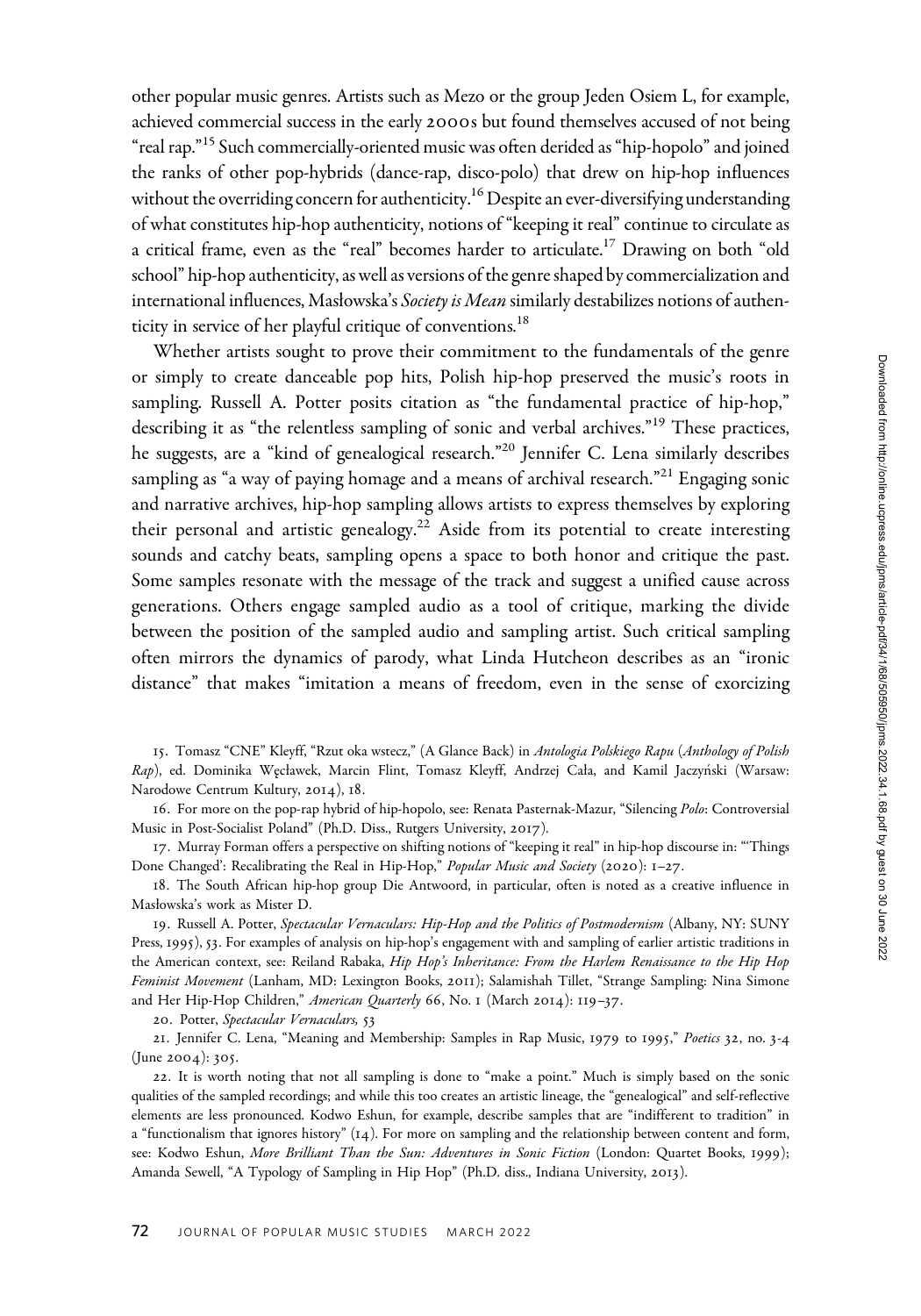other popular music genres. Artists such as Mezo or the group Jeden Osiem L, for example, achieved commercial success in the early 2000s but found themselves accused of not being "real rap."[15] Such commercially-oriented music was often derided as "hip-hopolo" and joined the ranks of other pop-hybrids (dance-rap, disco-polo) that drew on hip-hop influences without the overriding concern for authenticity.[16] Despite an ever-diversifying understanding of what constitutes hip-hop authenticity, notions of "keeping it real" continue to circulate as a critical frame, even as the "real" becomes harder to articulate.[17] Drawing on both "old school" hip-hop authenticity, as well as versions of the genre shaped by commercialization and international influences, Masłowska's *Society is Mean* similarly destabilizes notions of authenticity in service of her playful critique of conventions.[18]

Whether artists sought to prove their commitment to the fundamentals of the genre or simply to create danceable pop hits, Polish hip-hop preserved the music's roots in sampling. Russell A. Potter posits citation as "the fundamental practice of hip-hop," describing it as "the relentless sampling of sonic and verbal archives."[19] These practices, he suggests, are a "kind of genealogical research."[20] Jennifer C. Lena similarly describes sampling as "a way of paying homage and a means of archival research."[21] Engaging sonic and narrative archives, hip-hop sampling allows artists to express themselves by exploring their personal and artistic genealogy.[22] Aside from its potential to create interesting sounds and catchy beats, sampling opens a space to both honor and critique the past. Some samples resonate with the message of the track and suggest a unified cause across generations. Others engage sampled audio as a tool of critique, marking the divide between the position of the sampled audio and sampling artist. Such critical sampling often mirrors the dynamics of parody, what Linda Hutcheon describes as an "ironic distance" that makes "imitation a means of freedom, even in the sense of exorcizing

15. Tomasz "CNE" Kleyff, "Rzut oka wstecz," (A Glance Back) in *Antologia Polskiego Rapu* (*Anthology of Polish Rap*), ed. Dominika Węcławek, Marcin Flint, Tomasz Kleyff, Andrzej Cała, and Kamil Jaczyński (Warsaw: Narodowe Centrum Kultury, 2014), 18.

16. For more on the pop-rap hybrid of hip-hopolo, see: Renata Pasternak-Mazur, "Silencing *Polo*: Controversial Music in Post-Socialist Poland" (Ph.D. Diss., Rutgers University, 2017).

17. Murray Forman offers a perspective on shifting notions of "keeping it real" in hip-hop discourse in: "'Things Done Changed': Recalibrating the Real in Hip-Hop," *Popular Music and Society* (2020): 1–27.

18. The South African hip-hop group Die Antwoord, in particular, often is noted as a creative influence in Masłowska's work as Mister D.

19. Russell A. Potter, *Spectacular Vernaculars: Hip-Hop and the Politics of Postmodernism* (Albany, NY: SUNY Press, 1995), 53. For examples of analysis on hip-hop's engagement with and sampling of earlier artistic traditions in the American context, see: Reiland Rabaka, *Hip Hop's Inheritance: From the Harlem Renaissance to the Hip Hop Feminist Movement* (Lanham, MD: Lexington Books, 2011); Salamishah Tillet, "Strange Sampling: Nina Simone and Her Hip-Hop Children," *American Quarterly* 66, No. 1 (March 2014): 119–37.

20. Potter, *Spectacular Vernaculars,* 53

21. Jennifer C. Lena, "Meaning and Membership: Samples in Rap Music, 1979 to 1995," *Poetics* 32, no. 3-4 (June 2004): 305.

22. It is worth noting that not all sampling is done to "make a point." Much is simply based on the sonic qualities of the sampled recordings; and while this too creates an artistic lineage, the "genealogical" and self-reflective elements are less pronounced. Kodwo Eshun, for example, describe samples that are "indifferent to tradition" in a "functionalism that ignores history" (14). For more on sampling and the relationship between content and form, see: Kodwo Eshun, *More Brilliant Than the Sun: Adventures in Sonic Fiction* (London: Quartet Books, 1999); Amanda Sewell, "A Typology of Sampling in Hip Hop" (Ph.D. diss., Indiana University, 2013).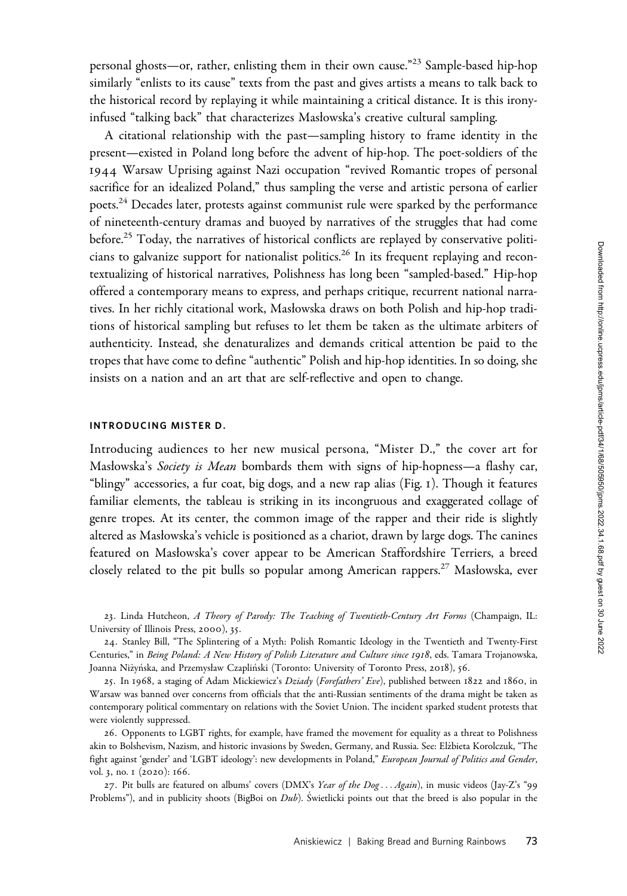personal ghosts—or, rather, enlisting them in their own cause."[23] Sample-based hip-hop similarly "enlists to its cause" texts from the past and gives artists a means to talk back to the historical record by replaying it while maintaining a critical distance. It is this irony-infused "talking back" that characterizes Masłowska's creative cultural sampling.

A citational relationship with the past—sampling history to frame identity in the present—existed in Poland long before the advent of hip-hop. The poet-soldiers of the 1944 Warsaw Uprising against Nazi occupation "revived Romantic tropes of personal sacrifice for an idealized Poland," thus sampling the verse and artistic persona of earlier poets.[24] Decades later, protests against communist rule were sparked by the performance of nineteenth-century dramas and buoyed by narratives of the struggles that had come before.[25] Today, the narratives of historical conflicts are replayed by conservative politicians to galvanize support for nationalist politics.[26] In its frequent replaying and recontextualizing of historical narratives, Polishness has long been "sampled-based." Hip-hop offered a contemporary means to express, and perhaps critique, recurrent national narratives. In her richly citational work, Masłowska draws on both Polish and hip-hop traditions of historical sampling but refuses to let them be taken as the ultimate arbiters of authenticity. Instead, she denaturalizes and demands critical attention be paid to the tropes that have come to define "authentic" Polish and hip-hop identities. In so doing, she insists on a nation and an art that are self-reflective and open to change.

## INTRODUCING MISTER D.

Introducing audiences to her new musical persona, "Mister D.," the cover art for Masłowska's *Society is Mean* bombards them with signs of hip-hopness—a flashy car, "blingy" accessories, a fur coat, big dogs, and a new rap alias (Fig. 1). Though it features familiar elements, the tableau is striking in its incongruous and exaggerated collage of genre tropes. At its center, the common image of the rapper and their ride is slightly altered as Masłowska's vehicle is positioned as a chariot, drawn by large dogs. The canines featured on Masłowska's cover appear to be American Staffordshire Terriers, a breed closely related to the pit bulls so popular among American rappers.[27] Masłowska, ever

23. Linda Hutcheon, *A Theory of Parody: The Teaching of Twentieth-Century Art Forms* (Champaign, IL: University of Illinois Press, 2000), 35.

24. Stanley Bill, "The Splintering of a Myth: Polish Romantic Ideology in the Twentieth and Twenty-First Centuries," in *Being Poland: A New History of Polish Literature and Culture since 1918*, eds. Tamara Trojanowska, Joanna Niżyńska, and Przemysław Czapliński (Toronto: University of Toronto Press, 2018), 56.

25. In 1968, a staging of Adam Mickiewicz's *Dziady* (*Forefathers' Eve*), published between 1822 and 1860, in Warsaw was banned over concerns from officials that the anti-Russian sentiments of the drama might be taken as contemporary political commentary on relations with the Soviet Union. The incident sparked student protests that were violently suppressed.

26. Opponents to LGBT rights, for example, have framed the movement for equality as a threat to Polishness akin to Bolshevism, Nazism, and historic invasions by Sweden, Germany, and Russia. See: Elżbieta Korolczuk, "The fight against 'gender' and 'LGBT ideology': new developments in Poland," *European Journal of Politics and Gender*, vol. 3, no. 1 (2020): 166.

27. Pit bulls are featured on albums' covers (DMX's *Year of the Dog . . . Again*), in music videos (Jay-Z's "99 Problems"), and in publicity shoots (BigBoi on *Dub*). Świetlicki points out that the breed is also popular in the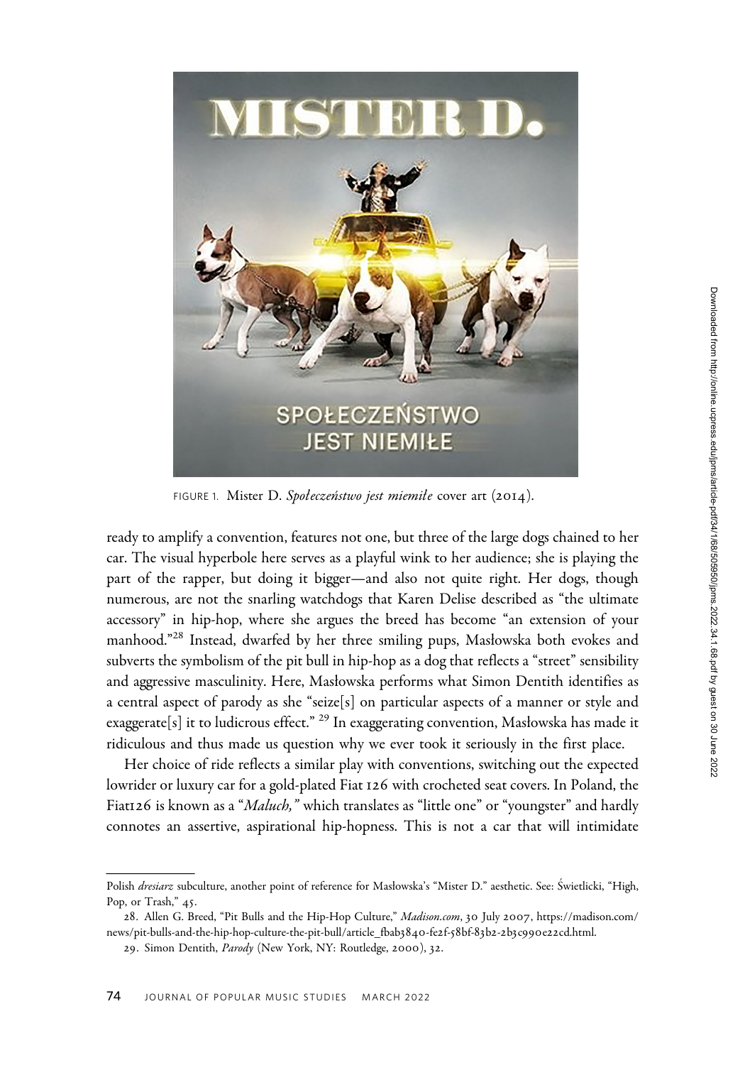FIGURE 1. Mister D. *Społeczeństwo jest miemiłe* cover art (2014).

ready to amplify a convention, features not one, but three of the large dogs chained to her car. The visual hyperbole here serves as a playful wink to her audience; she is playing the part of the rapper, but doing it bigger—and also not quite right. Her dogs, though numerous, are not the snarling watchdogs that Karen Delise described as "the ultimate accessory" in hip-hop, where she argues the breed has become "an extension of your manhood."[28] Instead, dwarfed by her three smiling pups, Masłowska both evokes and subverts the symbolism of the pit bull in hip-hop as a dog that reflects a "street" sensibility and aggressive masculinity. Here, Masłowska performs what Simon Dentith identifies as a central aspect of parody as she "seize[s] on particular aspects of a manner or style and exaggerate[s] it to ludicrous effect." [29] In exaggerating convention, Masłowska has made it ridiculous and thus made us question why we ever took it seriously in the first place.

Her choice of ride reflects a similar play with conventions, switching out the expected lowrider or luxury car for a gold-plated Fiat 126 with crocheted seat covers. In Poland, the Fiat126 is known as a "*Maluch,*" which translates as "little one" or "youngster" and hardly connotes an assertive, aspirational hip-hopness. This is not a car that will intimidate

Polish *dresiarz* subculture, another point of reference for Masłowska's "Mister D." aesthetic. See: Świetlicki, "High, Pop, or Trash," 45.

28. Allen G. Breed, "Pit Bulls and the Hip-Hop Culture," *Madison.com*, 30 July 2007, https://madison.com/news/pit-bulls-and-the-hip-hop-culture-the-pit-bull/article_fbab3840-fe2f-58bf-83b2-2b3c990e22cd.html.

29. Simon Dentith, *Parody* (New York, NY: Routledge, 2000), 32.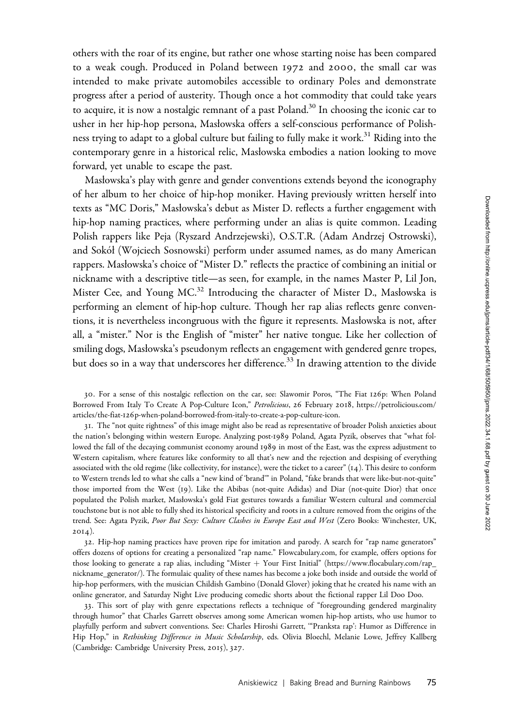others with the roar of its engine, but rather one whose starting noise has been compared to a weak cough. Produced in Poland between 1972 and 2000, the small car was intended to make private automobiles accessible to ordinary Poles and demonstrate progress after a period of austerity. Though once a hot commodity that could take years to acquire, it is now a nostalgic remnant of a past Poland.[30] In choosing the iconic car to usher in her hip-hop persona, Masłowska offers a self-conscious performance of Polishness trying to adapt to a global culture but failing to fully make it work.[31] Riding into the contemporary genre in a historical relic, Masłowska embodies a nation looking to move forward, yet unable to escape the past.

Masłowska's play with genre and gender conventions extends beyond the iconography of her album to her choice of hip-hop moniker. Having previously written herself into texts as "MC Doris," Masłowska's debut as Mister D. reflects a further engagement with hip-hop naming practices, where performing under an alias is quite common. Leading Polish rappers like Peja (Ryszard Andrzejewski), O.S.T.R. (Adam Andrzej Ostrowski), and Sokół (Wojciech Sosnowski) perform under assumed names, as do many American rappers. Masłowska's choice of "Mister D." reflects the practice of combining an initial or nickname with a descriptive title—as seen, for example, in the names Master P, Lil Jon, Mister Cee, and Young MC.[32] Introducing the character of Mister D., Masłowska is performing an element of hip-hop culture. Though her rap alias reflects genre conventions, it is nevertheless incongruous with the figure it represents. Masłowska is not, after all, a "mister." Nor is the English of "mister" her native tongue. Like her collection of smiling dogs, Masłowska's pseudonym reflects an engagement with gendered genre tropes, but does so in a way that underscores her difference.[33] In drawing attention to the divide

30. For a sense of this nostalgic reflection on the car, see: Slawomir Poros, "The Fiat 126p: When Poland Borrowed From Italy To Create A Pop-Culture Icon," *Petrolicious*, 26 February 2018, https://petrolicious.com/articles/the-fiat-126p-when-poland-borrowed-from-italy-to-create-a-pop-culture-icon.

31. The "not quite rightness" of this image might also be read as representative of broader Polish anxieties about the nation's belonging within western Europe. Analyzing post-1989 Poland, Agata Pyzik, observes that "what followed the fall of the decaying communist economy around 1989 in most of the East, was the express adjustment to Western capitalism, where features like conformity to all that's new and the rejection and despising of everything associated with the old regime (like collectivity, for instance), were the ticket to a career" (14). This desire to conform to Western trends led to what she calls a "new kind of 'brand'" in Poland, "fake brands that were like-but-not-quite" those imported from the West (19). Like the Abibas (not-quite Adidas) and Diar (not-quite Dior) that once populated the Polish market, Masłowska's gold Fiat gestures towards a familiar Western cultural and commercial touchstone but is not able to fully shed its historical specificity and roots in a culture removed from the origins of the trend. See: Agata Pyzik, *Poor But Sexy: Culture Clashes in Europe East and West* (Zero Books: Winchester, UK, 2014).

32. Hip-hop naming practices have proven ripe for imitation and parody. A search for "rap name generators" offers dozens of options for creating a personalized "rap name." Flowcabulary.com, for example, offers options for those looking to generate a rap alias, including "Mister + Your First Initial" (https://www.flocabulary.com/rap_nickname_generator/). The formulaic quality of these names has become a joke both inside and outside the world of hip-hop performers, with the musician Childish Gambino (Donald Glover) joking that he created his name with an online generator, and Saturday Night Live producing comedic shorts about the fictional rapper Lil Doo Doo.

33. This sort of play with genre expectations reflects a technique of "foregrounding gendered marginality through humor" that Charles Garrett observes among some American women hip-hop artists, who use humor to playfully perform and subvert conventions. See: Charles Hiroshi Garrett, "'Pranksta rap': Humor as Difference in Hip Hop," in *Rethinking Difference in Music Scholarship*, eds. Olivia Bloechl, Melanie Lowe, Jeffrey Kallberg (Cambridge: Cambridge University Press, 2015), 327.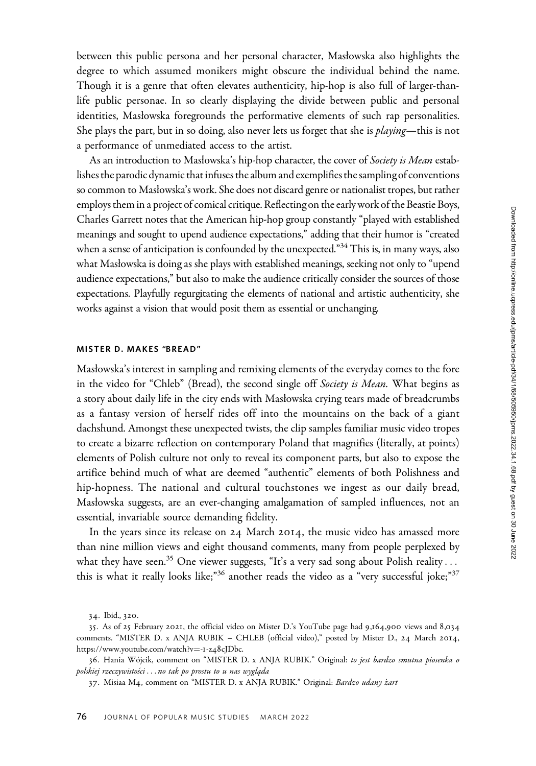between this public persona and her personal character, Masłowska also highlights the degree to which assumed monikers might obscure the individual behind the name. Though it is a genre that often elevates authenticity, hip-hop is also full of larger-than-life public personae. In so clearly displaying the divide between public and personal identities, Masłowska foregrounds the performative elements of such rap personalities. She plays the part, but in so doing, also never lets us forget that she is *playing*—this is not a performance of unmediated access to the artist.

As an introduction to Masłowska's hip-hop character, the cover of *Society is Mean* establishes the parodic dynamic that infuses the album and exemplifies the sampling of conventions so common to Masłowska's work. She does not discard genre or nationalist tropes, but rather employs them in a project of comical critique. Reflecting on the early work of the Beastie Boys, Charles Garrett notes that the American hip-hop group constantly "played with established meanings and sought to upend audience expectations," adding that their humor is "created when a sense of anticipation is confounded by the unexpected."[34] This is, in many ways, also what Masłowska is doing as she plays with established meanings, seeking not only to "upend audience expectations," but also to make the audience critically consider the sources of those expectations. Playfully regurgitating the elements of national and artistic authenticity, she works against a vision that would posit them as essential or unchanging.

## MISTER D. MAKES "BREAD"

Masłowska's interest in sampling and remixing elements of the everyday comes to the fore in the video for "Chleb" (Bread), the second single off *Society is Mean.* What begins as a story about daily life in the city ends with Masłowska crying tears made of breadcrumbs as a fantasy version of herself rides off into the mountains on the back of a giant dachshund. Amongst these unexpected twists, the clip samples familiar music video tropes to create a bizarre reflection on contemporary Poland that magnifies (literally, at points) elements of Polish culture not only to reveal its component parts, but also to expose the artifice behind much of what are deemed "authentic" elements of both Polishness and hip-hopness. The national and cultural touchstones we ingest as our daily bread, Masłowska suggests, are an ever-changing amalgamation of sampled influences, not an essential, invariable source demanding fidelity.

In the years since its release on 24 March 2014, the music video has amassed more than nine million views and eight thousand comments, many from people perplexed by what they have seen.[35] One viewer suggests, "It's a very sad song about Polish reality . . . this is what it really looks like;"[36] another reads the video as a "very successful joke;"[37]

34. Ibid., 320.

35. As of 25 February 2021, the official video on Mister D.'s YouTube page had 9,164,900 views and 8,034 comments. "MISTER D. x ANJA RUBIK – CHLEB (official video)," posted by Mister D., 24 March 2014, https://www.youtube.com/watch?v=-1-z48cJDbc.

36. Hania Wójcik, comment on "MISTER D. x ANJA RUBIK." Original: *to jest bardzo smutna piosenka o polskiej rzeczywistości . . . no tak po prostu to u nas wygląda*

37. Misiaa M4, comment on "MISTER D. x ANJA RUBIK." Original: *Bardzo udany żart*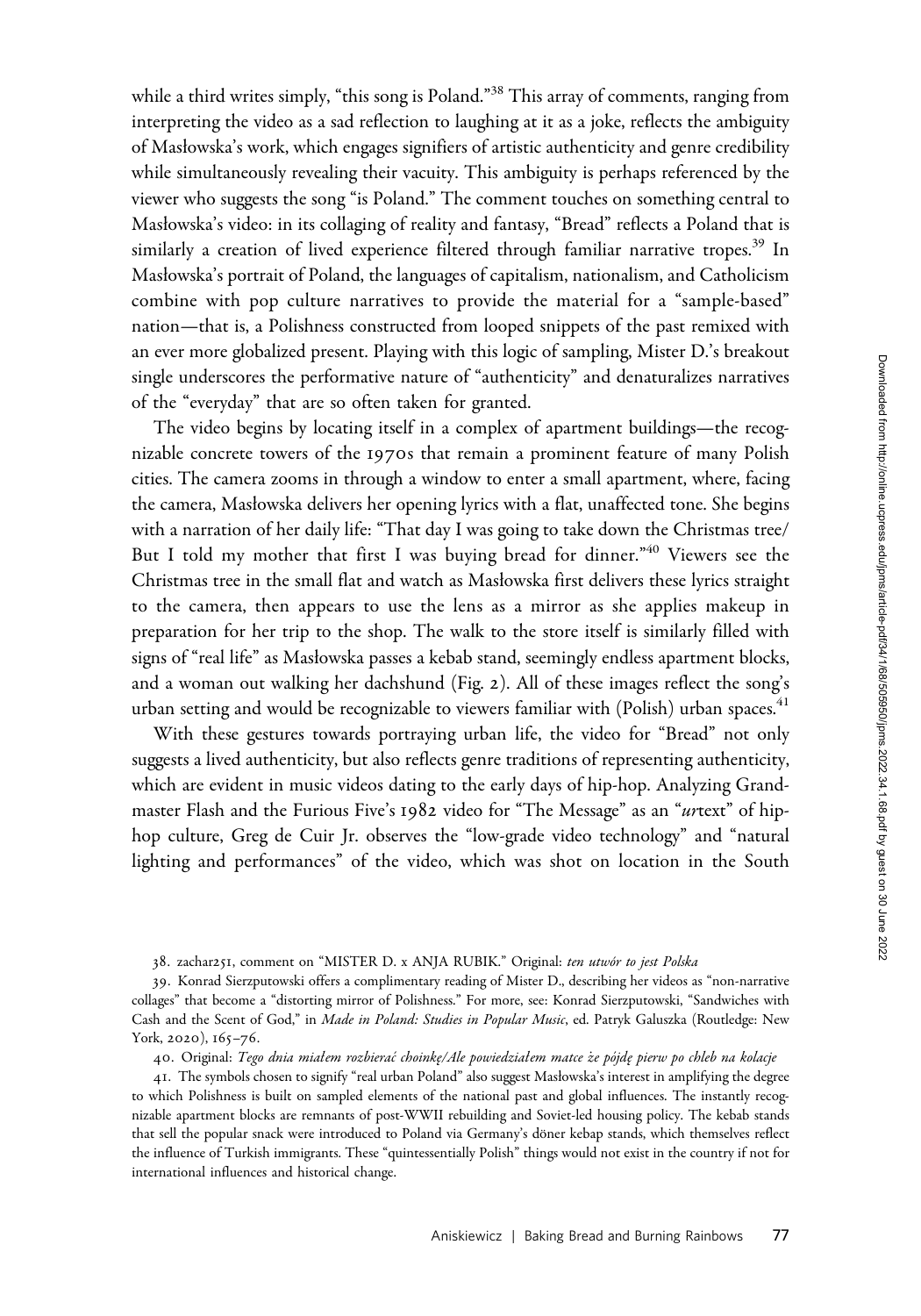while a third writes simply, "this song is Poland."[38] This array of comments, ranging from interpreting the video as a sad reflection to laughing at it as a joke, reflects the ambiguity of Masłowska's work, which engages signifiers of artistic authenticity and genre credibility while simultaneously revealing their vacuity. This ambiguity is perhaps referenced by the viewer who suggests the song "is Poland." The comment touches on something central to Masłowska's video: in its collaging of reality and fantasy, "Bread" reflects a Poland that is similarly a creation of lived experience filtered through familiar narrative tropes.[39] In Masłowska's portrait of Poland, the languages of capitalism, nationalism, and Catholicism combine with pop culture narratives to provide the material for a "sample-based" nation—that is, a Polishness constructed from looped snippets of the past remixed with an ever more globalized present. Playing with this logic of sampling, Mister D.'s breakout single underscores the performative nature of "authenticity" and denaturalizes narratives of the "everyday" that are so often taken for granted.

The video begins by locating itself in a complex of apartment buildings—the recognizable concrete towers of the 1970s that remain a prominent feature of many Polish cities. The camera zooms in through a window to enter a small apartment, where, facing the camera, Masłowska delivers her opening lyrics with a flat, unaffected tone. She begins with a narration of her daily life: "That day I was going to take down the Christmas tree/ But I told my mother that first I was buying bread for dinner."[40] Viewers see the Christmas tree in the small flat and watch as Masłowska first delivers these lyrics straight to the camera, then appears to use the lens as a mirror as she applies makeup in preparation for her trip to the shop. The walk to the store itself is similarly filled with signs of "real life" as Masłowska passes a kebab stand, seemingly endless apartment blocks, and a woman out walking her dachshund (Fig. 2). All of these images reflect the song's urban setting and would be recognizable to viewers familiar with (Polish) urban spaces.[41]

With these gestures towards portraying urban life, the video for "Bread" not only suggests a lived authenticity, but also reflects genre traditions of representing authenticity, which are evident in music videos dating to the early days of hip-hop. Analyzing Grandmaster Flash and the Furious Five's 1982 video for "The Message" as an "*ur*text" of hip-hop culture, Greg de Cuir Jr. observes the "low-grade video technology" and "natural lighting and performances" of the video, which was shot on location in the South

---

38. zachar251, comment on "MISTER D. x ANJA RUBIK." Original: *ten utwór to jest Polska*

39. Konrad Sierzputowski offers a complimentary reading of Mister D., describing her videos as "non-narrative collages" that become a "distorting mirror of Polishness." For more, see: Konrad Sierzputowski, "Sandwiches with Cash and the Scent of God," in *Made in Poland: Studies in Popular Music*, ed. Patryk Galuszka (Routledge: New York, 2020), 165–76.

40. Original: *Tego dnia miałem rozbierać choinkę/Ale powiedziałem matce że pójdę pierw po chleb na kolacje*

41. The symbols chosen to signify "real urban Poland" also suggest Masłowska's interest in amplifying the degree to which Polishness is built on sampled elements of the national past and global influences. The instantly recognizable apartment blocks are remnants of post-WWII rebuilding and Soviet-led housing policy. The kebab stands that sell the popular snack were introduced to Poland via Germany's döner kebap stands, which themselves reflect the influence of Turkish immigrants. These "quintessentially Polish" things would not exist in the country if not for international influences and historical change.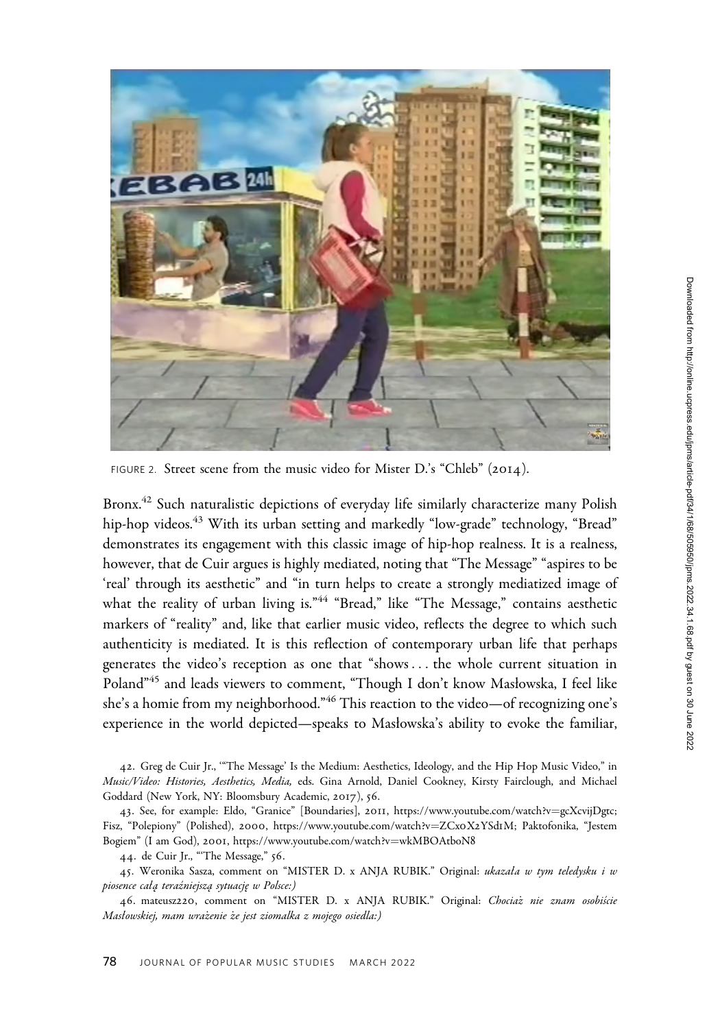FIGURE 2. Street scene from the music video for Mister D.'s "Chleb" (2014).

Bronx.[42] Such naturalistic depictions of everyday life similarly characterize many Polish hip-hop videos.[43] With its urban setting and markedly "low-grade" technology, "Bread" demonstrates its engagement with this classic image of hip-hop realness. It is a realness, however, that de Cuir argues is highly mediated, noting that "The Message" "aspires to be 'real' through its aesthetic" and "in turn helps to create a strongly mediatized image of what the reality of urban living is."[44] "Bread," like "The Message," contains aesthetic markers of "reality" and, like that earlier music video, reflects the degree to which such authenticity is mediated. It is this reflection of contemporary urban life that perhaps generates the video's reception as one that "shows . . . the whole current situation in Poland"[45] and leads viewers to comment, "Though I don't know Masłowska, I feel like she's a homie from my neighborhood."[46] This reaction to the video—of recognizing one's experience in the world depicted—speaks to Masłowska's ability to evoke the familiar,

42. Greg de Cuir Jr., "'The Message' Is the Medium: Aesthetics, Ideology, and the Hip Hop Music Video," in *Music/Video: Histories, Aesthetics, Media,* eds. Gina Arnold, Daniel Cookney, Kirsty Fairclough, and Michael Goddard (New York, NY: Bloomsbury Academic, 2017), 56.

43. See, for example: Eldo, "Granice" [Boundaries], 2011, https://www.youtube.com/watch?v=gcXcvijDgtc; Fisz, "Polepiony" (Polished), 2000, https://www.youtube.com/watch?v=ZCx0X2YSd1M; Paktofonika, "Jestem Bogiem" (I am God), 2001, https://www.youtube.com/watch?v=wkMBOAtboN8

44. de Cuir Jr., "'The Message," 56.

45. Weronika Sasza, comment on "MISTER D. x ANJA RUBIK." Original: *ukazała w tym teledysku i w piosence całą teraźniejszą sytuację w Polsce:)*

46. mateusz220, comment on "MISTER D. x ANJA RUBIK." Original: *Chociaż nie znam osobiście Masłowskiej, mam wrażenie że jest ziomalka z mojego osiedla:)*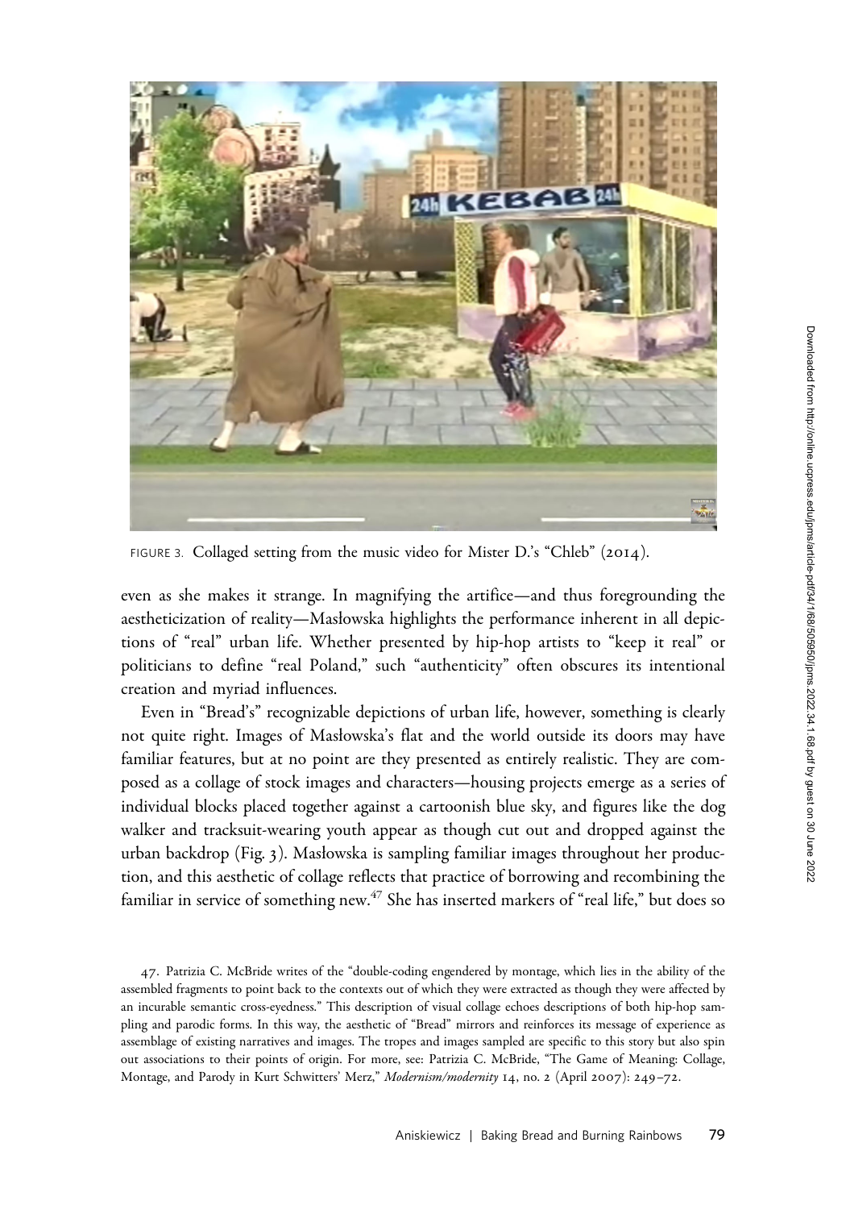FIGURE 3. Collaged setting from the music video for Mister D.'s "Chleb" (2014).

even as she makes it strange. In magnifying the artifice—and thus foregrounding the aestheticization of reality—Masłowska highlights the performance inherent in all depictions of "real" urban life. Whether presented by hip-hop artists to "keep it real" or politicians to define "real Poland," such "authenticity" often obscures its intentional creation and myriad influences.

Even in "Bread's" recognizable depictions of urban life, however, something is clearly not quite right. Images of Masłowska's flat and the world outside its doors may have familiar features, but at no point are they presented as entirely realistic. They are composed as a collage of stock images and characters—housing projects emerge as a series of individual blocks placed together against a cartoonish blue sky, and figures like the dog walker and tracksuit-wearing youth appear as though cut out and dropped against the urban backdrop (Fig. 3). Masłowska is sampling familiar images throughout her production, and this aesthetic of collage reflects that practice of borrowing and recombining the familiar in service of something new.[47] She has inserted markers of "real life," but does so

47. Patrizia C. McBride writes of the "double-coding engendered by montage, which lies in the ability of the assembled fragments to point back to the contexts out of which they were extracted as though they were affected by an incurable semantic cross-eyedness." This description of visual collage echoes descriptions of both hip-hop sampling and parodic forms. In this way, the aesthetic of "Bread" mirrors and reinforces its message of experience as assemblage of existing narratives and images. The tropes and images sampled are specific to this story but also spin out associations to their points of origin. For more, see: Patrizia C. McBride, "The Game of Meaning: Collage, Montage, and Parody in Kurt Schwitters' Merz," *Modernism/modernity* 14, no. 2 (April 2007): 249–72.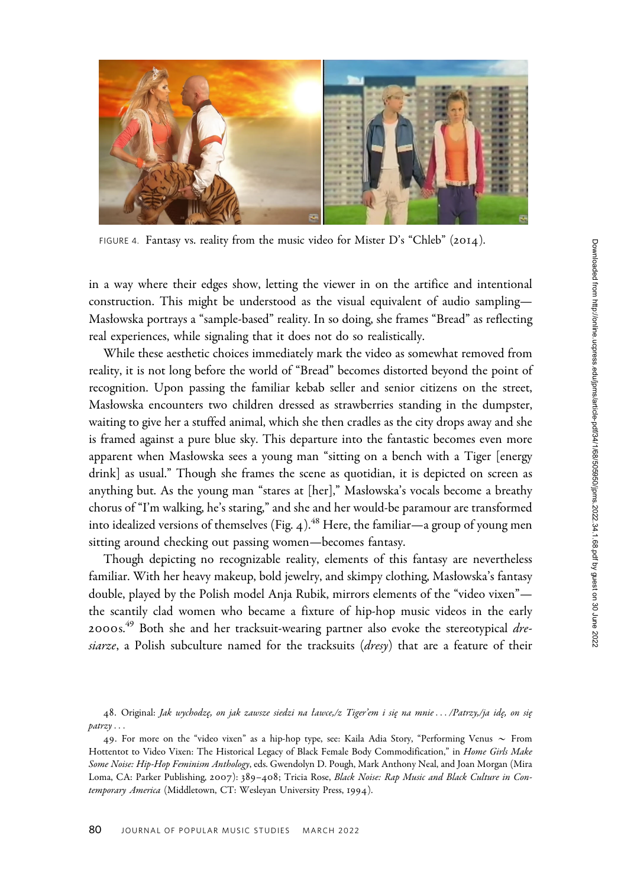FIGURE 4. Fantasy vs. reality from the music video for Mister D's "Chleb" (2014).

in a way where their edges show, letting the viewer in on the artifice and intentional construction. This might be understood as the visual equivalent of audio sampling—Masłowska portrays a "sample-based" reality. In so doing, she frames "Bread" as reflecting real experiences, while signaling that it does not do so realistically.

While these aesthetic choices immediately mark the video as somewhat removed from reality, it is not long before the world of "Bread" becomes distorted beyond the point of recognition. Upon passing the familiar kebab seller and senior citizens on the street, Masłowska encounters two children dressed as strawberries standing in the dumpster, waiting to give her a stuffed animal, which she then cradles as the city drops away and she is framed against a pure blue sky. This departure into the fantastic becomes even more apparent when Masłowska sees a young man "sitting on a bench with a Tiger [energy drink] as usual." Though she frames the scene as quotidian, it is depicted on screen as anything but. As the young man "stares at [her]," Masłowska's vocals become a breathy chorus of "I'm walking, he's staring," and she and her would-be paramour are transformed into idealized versions of themselves (Fig. 4).[48] Here, the familiar—a group of young men sitting around checking out passing women—becomes fantasy.

Though depicting no recognizable reality, elements of this fantasy are nevertheless familiar. With her heavy makeup, bold jewelry, and skimpy clothing, Masłowska's fantasy double, played by the Polish model Anja Rubik, mirrors elements of the "video vixen"—the scantily clad women who became a fixture of hip-hop music videos in the early 2000s.[49] Both she and her tracksuit-wearing partner also evoke the stereotypical *dresiarze*, a Polish subculture named for the tracksuits (*dresy*) that are a feature of their

48. Original: *Jak wychodzę, on jak zawsze siedzi na ławce,/z Tiger'em i się na mnie . . . /Patrzy,/ja idę, on się patrzy . . .*

49. For more on the "video vixen" as a hip-hop type, see: Kaila Adia Story, "Performing Venus ~ From Hottentot to Video Vixen: The Historical Legacy of Black Female Body Commodification," in *Home Girls Make Some Noise: Hip-Hop Feminism Anthology*, eds. Gwendolyn D. Pough, Mark Anthony Neal, and Joan Morgan (Mira Loma, CA: Parker Publishing, 2007): 389–408; Tricia Rose, *Black Noise: Rap Music and Black Culture in Contemporary America* (Middletown, CT: Wesleyan University Press, 1994).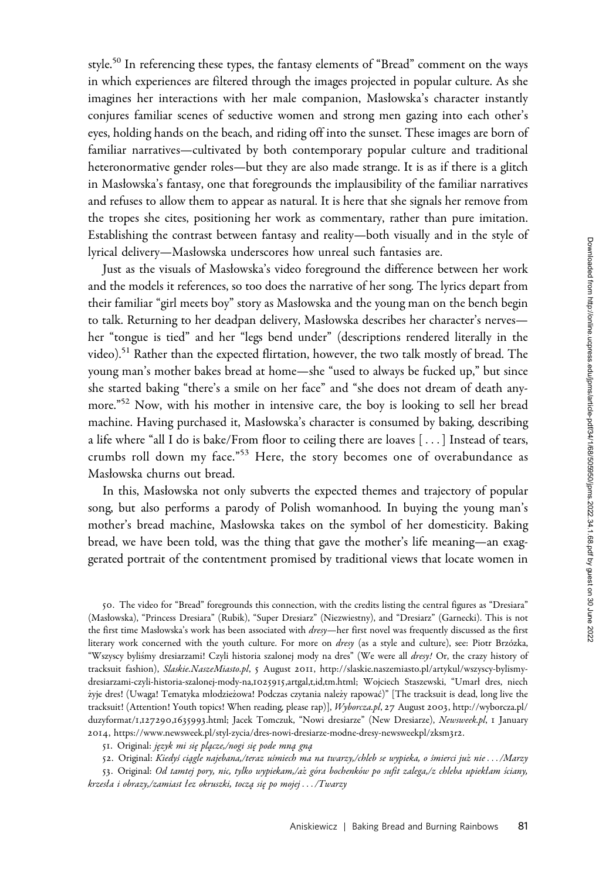style.[50] In referencing these types, the fantasy elements of "Bread" comment on the ways in which experiences are filtered through the images projected in popular culture. As she imagines her interactions with her male companion, Masłowska's character instantly conjures familiar scenes of seductive women and strong men gazing into each other's eyes, holding hands on the beach, and riding off into the sunset. These images are born of familiar narratives—cultivated by both contemporary popular culture and traditional heteronormative gender roles—but they are also made strange. It is as if there is a glitch in Masłowska's fantasy, one that foregrounds the implausibility of the familiar narratives and refuses to allow them to appear as natural. It is here that she signals her remove from the tropes she cites, positioning her work as commentary, rather than pure imitation. Establishing the contrast between fantasy and reality—both visually and in the style of lyrical delivery—Masłowska underscores how unreal such fantasies are.

Just as the visuals of Masłowska's video foreground the difference between her work and the models it references, so too does the narrative of her song. The lyrics depart from their familiar "girl meets boy" story as Masłowska and the young man on the bench begin to talk. Returning to her deadpan delivery, Masłowska describes her character's nerves—her "tongue is tied" and her "legs bend under" (descriptions rendered literally in the video).[51] Rather than the expected flirtation, however, the two talk mostly of bread. The young man's mother bakes bread at home—she "used to always be fucked up," but since she started baking "there's a smile on her face" and "she does not dream of death anymore."[52] Now, with his mother in intensive care, the boy is looking to sell her bread machine. Having purchased it, Masłowska's character is consumed by baking, describing a life where "all I do is bake/From floor to ceiling there are loaves [ . . . ] Instead of tears, crumbs roll down my face."[53] Here, the story becomes one of overabundance as Masłowska churns out bread.

In this, Masłowska not only subverts the expected themes and trajectory of popular song, but also performs a parody of Polish womanhood. In buying the young man's mother's bread machine, Masłowska takes on the symbol of her domesticity. Baking bread, we have been told, was the thing that gave the mother's life meaning—an exaggerated portrait of the contentment promised by traditional views that locate women in

50. The video for "Bread" foregrounds this connection, with the credits listing the central figures as "Dresiara" (Masłowska), "Princess Dresiara" (Rubik), "Super Dresiarz" (Niezwiestny), and "Dresiarz" (Garnecki). This is not the first time Masłowska's work has been associated with *dresy*—her first novel was frequently discussed as the first literary work concerned with the youth culture. For more on *dresy* (as a style and culture), see: Piotr Brzózka, "Wszyscy byliśmy dresiarzami! Czyli historia szalonej mody na dres" (We were all *dresy!* Or, the crazy history of tracksuit fashion), *Slaskie.NaszeMiasto.pl*, 5 August 2011, http://slaskie.naszemiasto.pl/artykul/wszyscy-bylismy-dresiarzami-czyli-historia-szalonej-mody-na,1025915,artgal,t,id,tm.html; Wojciech Staszewski, "Umarł dres, niech żyje dres! (Uwaga! Tematyka młodzieżowa! Podczas czytania należy rapować)" [The tracksuit is dead, long live the tracksuit! (Attention! Youth topics! When reading, please rap)], *Wyborcza.pl*, 27 August 2003, http://wyborcza.pl/duzyformat/1,127290,1635993.html; Jacek Tomczuk, "Nowi dresiarze" (New Dresiarze), *Newsweek.pl*, 1 January 2014, https://www.newsweek.pl/styl-zycia/dres-nowi-dresiarze-modne-dresy-newsweekpl/zksm3r2.

51. Original: *język mi się plącze,/nogi się pode mną gną*

52. Original: *Kiedyś ciągle najebana,/teraz uśmiech ma na twarzy,/chleb se wypieka, o śmierci już nie . . . /Marzy*

53. Original: *Od tamtej pory, nic, tylko wypiekam,/aż góra bochenków po sufit zalega,/z chleba upiekłam ściany, krzesła i obrazy,/zamiast łez okruszki, toczą się po mojej . . . /Twarzy*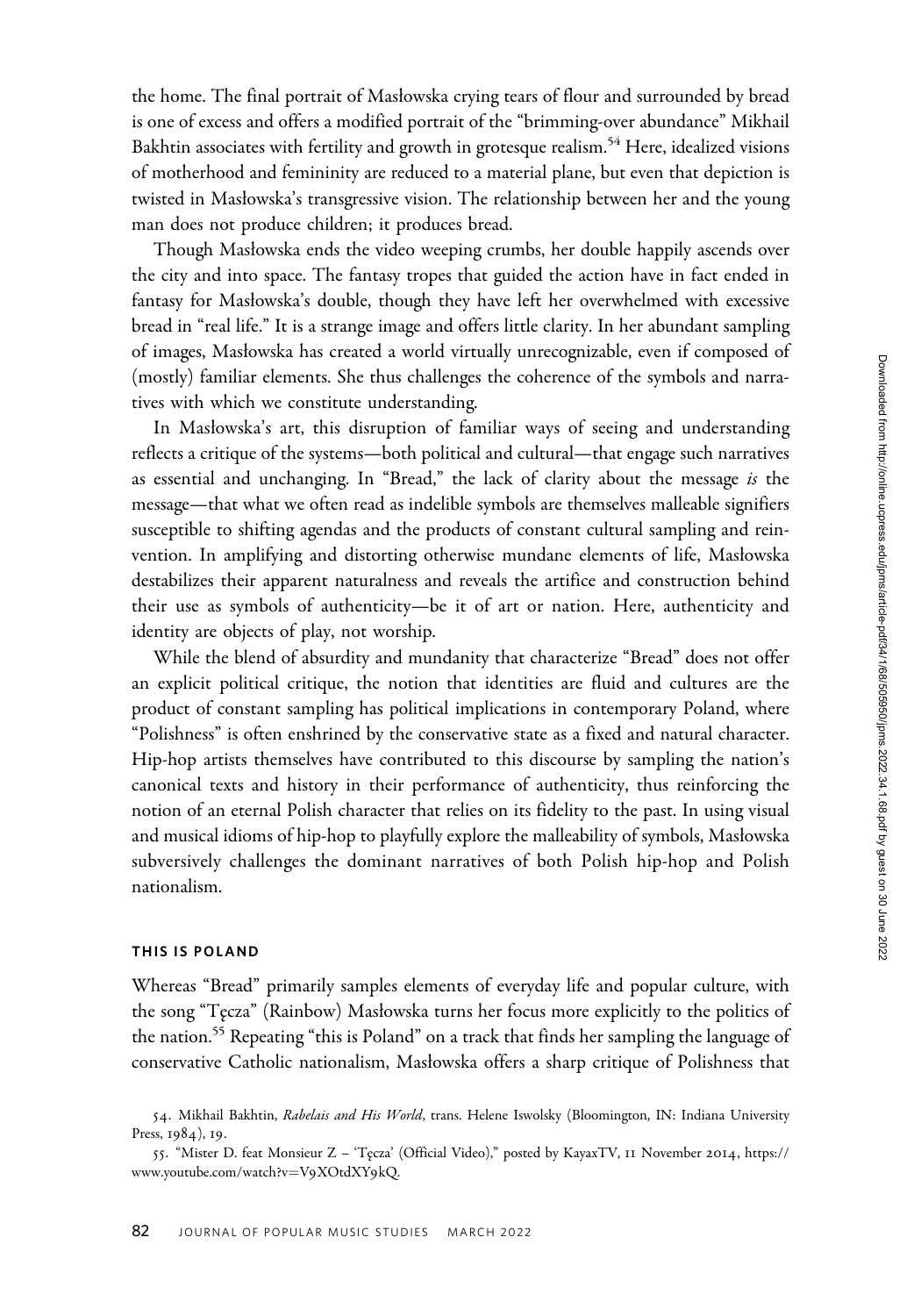the home. The final portrait of Masłowska crying tears of flour and surrounded by bread is one of excess and offers a modified portrait of the "brimming-over abundance" Mikhail Bakhtin associates with fertility and growth in grotesque realism.[54] Here, idealized visions of motherhood and femininity are reduced to a material plane, but even that depiction is twisted in Masłowska's transgressive vision. The relationship between her and the young man does not produce children; it produces bread.

Though Masłowska ends the video weeping crumbs, her double happily ascends over the city and into space. The fantasy tropes that guided the action have in fact ended in fantasy for Masłowska's double, though they have left her overwhelmed with excessive bread in "real life." It is a strange image and offers little clarity. In her abundant sampling of images, Masłowska has created a world virtually unrecognizable, even if composed of (mostly) familiar elements. She thus challenges the coherence of the symbols and narratives with which we constitute understanding.

In Masłowska's art, this disruption of familiar ways of seeing and understanding reflects a critique of the systems—both political and cultural—that engage such narratives as essential and unchanging. In "Bread," the lack of clarity about the message *is* the message—that what we often read as indelible symbols are themselves malleable signifiers susceptible to shifting agendas and the products of constant cultural sampling and reinvention. In amplifying and distorting otherwise mundane elements of life, Masłowska destabilizes their apparent naturalness and reveals the artifice and construction behind their use as symbols of authenticity—be it of art or nation. Here, authenticity and identity are objects of play, not worship.

While the blend of absurdity and mundanity that characterize "Bread" does not offer an explicit political critique, the notion that identities are fluid and cultures are the product of constant sampling has political implications in contemporary Poland, where "Polishness" is often enshrined by the conservative state as a fixed and natural character. Hip-hop artists themselves have contributed to this discourse by sampling the nation's canonical texts and history in their performance of authenticity, thus reinforcing the notion of an eternal Polish character that relies on its fidelity to the past. In using visual and musical idioms of hip-hop to playfully explore the malleability of symbols, Masłowska subversively challenges the dominant narratives of both Polish hip-hop and Polish nationalism.

## THIS IS POLAND

Whereas "Bread" primarily samples elements of everyday life and popular culture, with the song "Tęcza" (Rainbow) Masłowska turns her focus more explicitly to the politics of the nation.[55] Repeating "this is Poland" on a track that finds her sampling the language of conservative Catholic nationalism, Masłowska offers a sharp critique of Polishness that

54. Mikhail Bakhtin, *Rabelais and His World*, trans. Helene Iswolsky (Bloomington, IN: Indiana University Press, 1984), 19.

55. "Mister D. feat Monsieur Z – 'Tęcza' (Official Video)," posted by KayaxTV, 11 November 2014, https://www.youtube.com/watch?v=V9XOtdXY9kQ.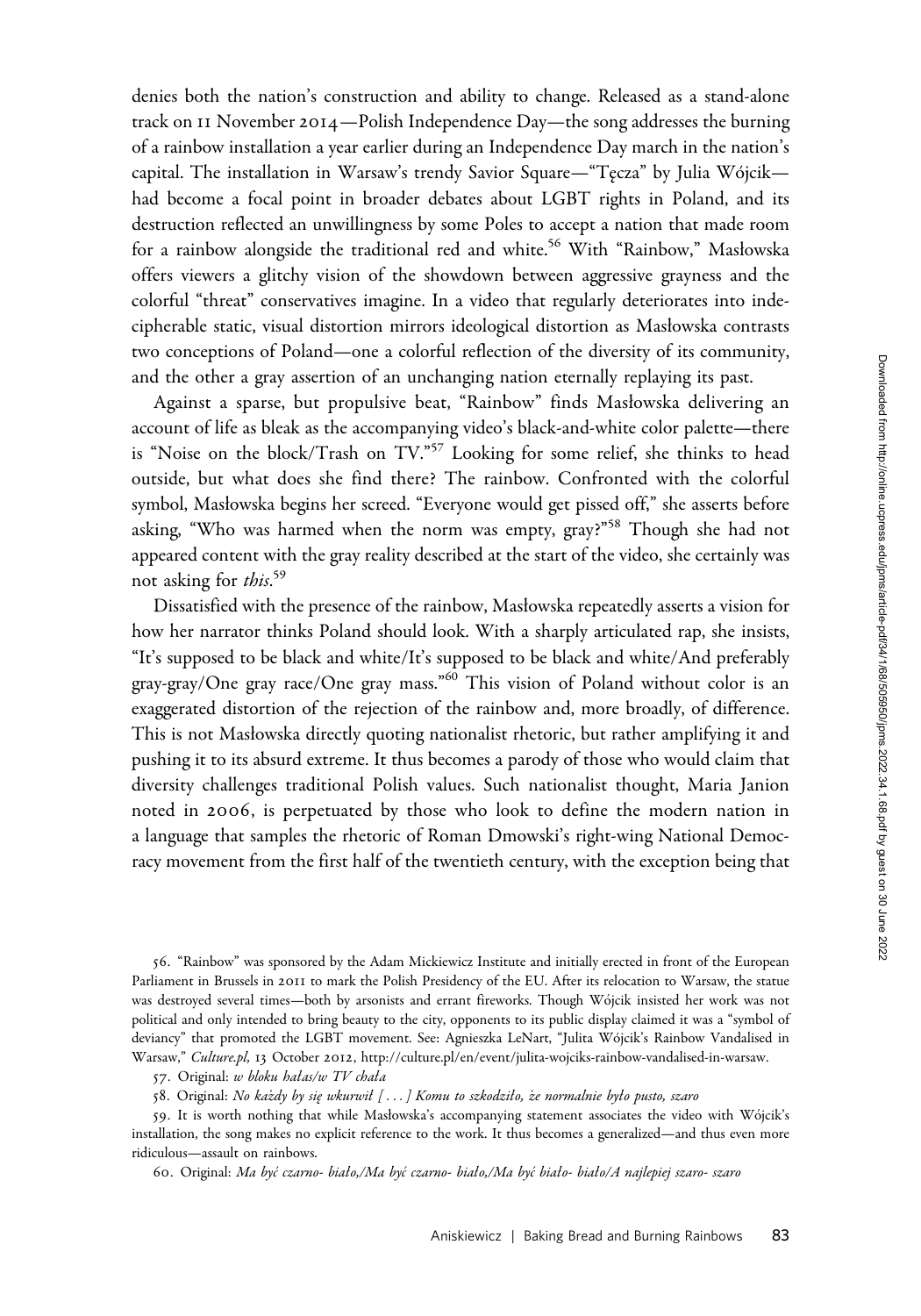denies both the nation's construction and ability to change. Released as a stand-alone track on 11 November 2014—Polish Independence Day—the song addresses the burning of a rainbow installation a year earlier during an Independence Day march in the nation's capital. The installation in Warsaw's trendy Savior Square—"Tęcza" by Julia Wójcik—had become a focal point in broader debates about LGBT rights in Poland, and its destruction reflected an unwillingness by some Poles to accept a nation that made room for a rainbow alongside the traditional red and white.[56] With "Rainbow," Masłowska offers viewers a glitchy vision of the showdown between aggressive grayness and the colorful "threat" conservatives imagine. In a video that regularly deteriorates into indecipherable static, visual distortion mirrors ideological distortion as Masłowska contrasts two conceptions of Poland—one a colorful reflection of the diversity of its community, and the other a gray assertion of an unchanging nation eternally replaying its past.

Against a sparse, but propulsive beat, "Rainbow" finds Masłowska delivering an account of life as bleak as the accompanying video's black-and-white color palette—there is "Noise on the block/Trash on TV."[57] Looking for some relief, she thinks to head outside, but what does she find there? The rainbow. Confronted with the colorful symbol, Masłowska begins her screed. "Everyone would get pissed off," she asserts before asking, "Who was harmed when the norm was empty, gray?"[58] Though she had not appeared content with the gray reality described at the start of the video, she certainly was not asking for *this*.[59]

Dissatisfied with the presence of the rainbow, Masłowska repeatedly asserts a vision for how her narrator thinks Poland should look. With a sharply articulated rap, she insists, "It's supposed to be black and white/It's supposed to be black and white/And preferably gray-gray/One gray race/One gray mass."[60] This vision of Poland without color is an exaggerated distortion of the rejection of the rainbow and, more broadly, of difference. This is not Masłowska directly quoting nationalist rhetoric, but rather amplifying it and pushing it to its absurd extreme. It thus becomes a parody of those who would claim that diversity challenges traditional Polish values. Such nationalist thought, Maria Janion noted in 2006, is perpetuated by those who look to define the modern nation in a language that samples the rhetoric of Roman Dmowski's right-wing National Democracy movement from the first half of the twentieth century, with the exception being that

56. "Rainbow" was sponsored by the Adam Mickiewicz Institute and initially erected in front of the European Parliament in Brussels in 2011 to mark the Polish Presidency of the EU. After its relocation to Warsaw, the statue was destroyed several times—both by arsonists and errant fireworks. Though Wójcik insisted her work was not political and only intended to bring beauty to the city, opponents to its public display claimed it was a "symbol of deviancy" that promoted the LGBT movement. See: Agnieszka LeNart, "Julita Wójcik's Rainbow Vandalised in Warsaw," *Culture.pl*, 13 October 2012, http://culture.pl/en/event/julita-wojciks-rainbow-vandalised-in-warsaw.

57. Original: *w bloku hałas/w TV chała*

58. Original: *No każdy by się wkurwił [ . . . ] Komu to szkodziło, że normalnie było pusto, szaro*

59. It is worth nothing that while Masłowska's accompanying statement associates the video with Wójcik's installation, the song makes no explicit reference to the work. It thus becomes a generalized—and thus even more ridiculous—assault on rainbows.

60. Original: *Ma być czarno- biało,/Ma być czarno- biało,/Ma być biało- biało/A najlepiej szaro- szaro*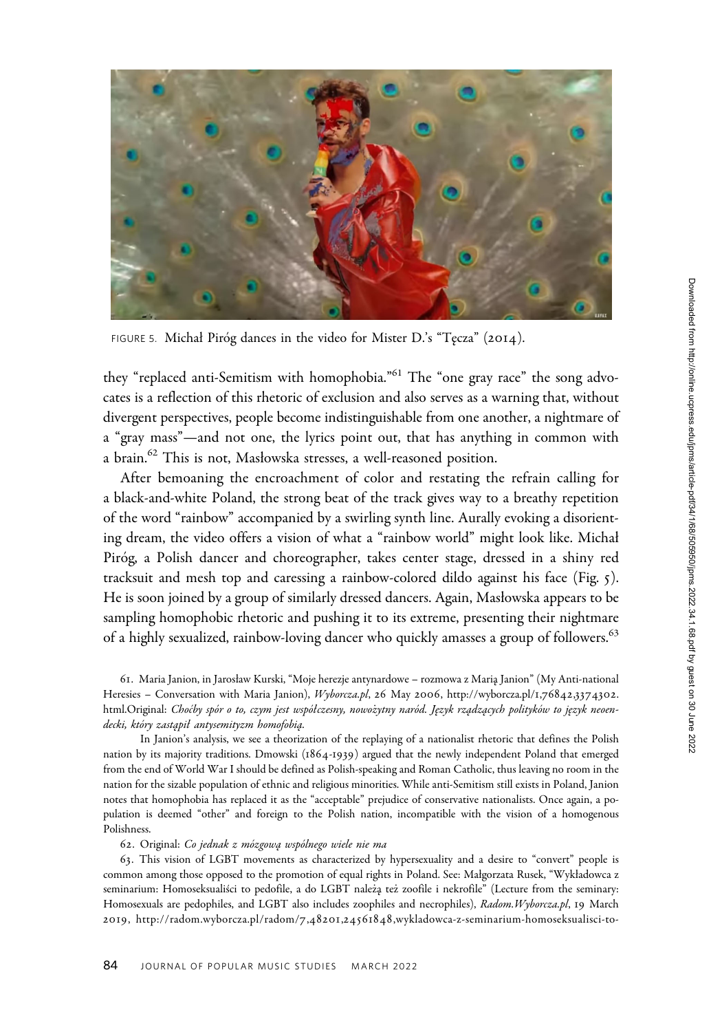FIGURE 5. Michał Piróg dances in the video for Mister D.'s "Tęcza" (2014).

they "replaced anti-Semitism with homophobia."[61] The "one gray race" the song advocates is a reflection of this rhetoric of exclusion and also serves as a warning that, without divergent perspectives, people become indistinguishable from one another, a nightmare of a "gray mass"—and not one, the lyrics point out, that has anything in common with a brain.[62] This is not, Masłowska stresses, a well-reasoned position.

After bemoaning the encroachment of color and restating the refrain calling for a black-and-white Poland, the strong beat of the track gives way to a breathy repetition of the word "rainbow" accompanied by a swirling synth line. Aurally evoking a disorienting dream, the video offers a vision of what a "rainbow world" might look like. Michał Piróg, a Polish dancer and choreographer, takes center stage, dressed in a shiny red tracksuit and mesh top and caressing a rainbow-colored dildo against his face (Fig. 5). He is soon joined by a group of similarly dressed dancers. Again, Masłowska appears to be sampling homophobic rhetoric and pushing it to its extreme, presenting their nightmare of a highly sexualized, rainbow-loving dancer who quickly amasses a group of followers.[63]

61. Maria Janion, in Jarosław Kurski, "Moje herezje antynardowe – rozmowa z Marią Janion" (My Anti-national Heresies – Conversation with Maria Janion), *Wyborcza.pl*, 26 May 2006, http://wyborcza.pl/1,76842,3374302.html.Original: *Choćby spór o to, czym jest współczesny, nowożytny naród. Język rządzących polityków to język neoendecki, który zastąpił antysemityzm homofobią.*

In Janion's analysis, we see a theorization of the replaying of a nationalist rhetoric that defines the Polish nation by its majority traditions. Dmowski (1864-1939) argued that the newly independent Poland that emerged from the end of World War I should be defined as Polish-speaking and Roman Catholic, thus leaving no room in the nation for the sizable population of ethnic and religious minorities. While anti-Semitism still exists in Poland, Janion notes that homophobia has replaced it as the "acceptable" prejudice of conservative nationalists. Once again, a population is deemed "other" and foreign to the Polish nation, incompatible with the vision of a homogenous Polishness.

62. Original: *Co jednak z mózgową wspólnego wiele nie ma*

63. This vision of LGBT movements as characterized by hypersexuality and a desire to "convert" people is common among those opposed to the promotion of equal rights in Poland. See: Małgorzata Rusek, "Wykładowca z seminarium: Homoseksualiści to pedofile, a do LGBT należą też zoofile i nekrofile" (Lecture from the seminary: Homosexuals are pedophiles, and LGBT also includes zoophiles and necrophiles), *Radom.Wyborcza.pl*, 19 March 2019, http://radom.wyborcza.pl/radom/7,48201,24561848,wykladowca-z-seminarium-homoseksualisci-to-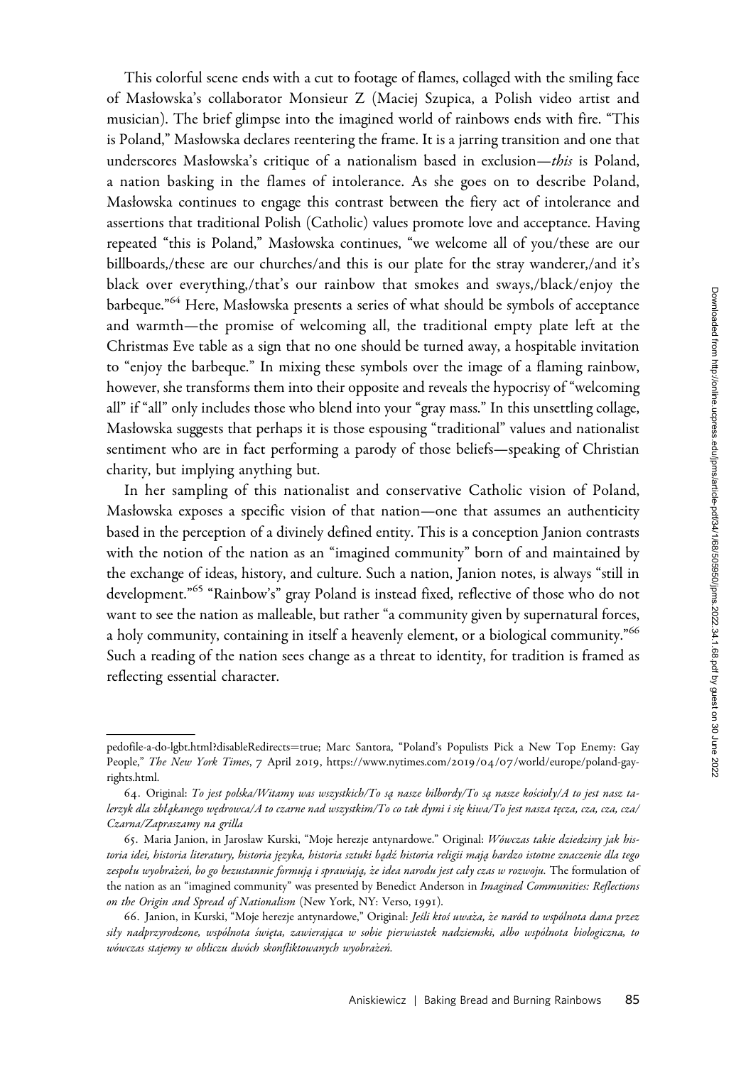This colorful scene ends with a cut to footage of flames, collaged with the smiling face of Masłowska's collaborator Monsieur Z (Maciej Szupica, a Polish video artist and musician). The brief glimpse into the imagined world of rainbows ends with fire. "This is Poland," Masłowska declares reentering the frame. It is a jarring transition and one that underscores Masłowska's critique of a nationalism based in exclusion—*this* is Poland, a nation basking in the flames of intolerance. As she goes on to describe Poland, Masłowska continues to engage this contrast between the fiery act of intolerance and assertions that traditional Polish (Catholic) values promote love and acceptance. Having repeated "this is Poland," Masłowska continues, "we welcome all of you/these are our billboards,/these are our churches/and this is our plate for the stray wanderer,/and it's black over everything,/that's our rainbow that smokes and sways,/black/enjoy the barbeque."[64] Here, Masłowska presents a series of what should be symbols of acceptance and warmth—the promise of welcoming all, the traditional empty plate left at the Christmas Eve table as a sign that no one should be turned away, a hospitable invitation to "enjoy the barbeque." In mixing these symbols over the image of a flaming rainbow, however, she transforms them into their opposite and reveals the hypocrisy of "welcoming all" if "all" only includes those who blend into your "gray mass." In this unsettling collage, Masłowska suggests that perhaps it is those espousing "traditional" values and nationalist sentiment who are in fact performing a parody of those beliefs—speaking of Christian charity, but implying anything but.

In her sampling of this nationalist and conservative Catholic vision of Poland, Masłowska exposes a specific vision of that nation—one that assumes an authenticity based in the perception of a divinely defined entity. This is a conception Janion contrasts with the notion of the nation as an "imagined community" born of and maintained by the exchange of ideas, history, and culture. Such a nation, Janion notes, is always "still in development."[65] "Rainbow's" gray Poland is instead fixed, reflective of those who do not want to see the nation as malleable, but rather "a community given by supernatural forces, a holy community, containing in itself a heavenly element, or a biological community."[66] Such a reading of the nation sees change as a threat to identity, for tradition is framed as reflecting essential character.

---

pedofile-a-do-lgbt.html?disableRedirects=true; Marc Santora, "Poland's Populists Pick a New Top Enemy: Gay People," *The New York Times*, 7 April 2019, https://www.nytimes.com/2019/04/07/world/europe/poland-gay-rights.html.

64. Original: *To jest polska/Witamy was wszystkich/To są nasze bilbordy/To są nasze kościoły/A to jest nasz talerzyk dla zbłąkanego wędrowca/A to czarne nad wszystkim/To co tak dymi i się kiwa/To jest nasza tęcza, cza, cza, cza/Czarna/Zapraszamy na grilla*

65. Maria Janion, in Jarosław Kurski, "Moje herezje antynardowe." Original: *Wówczas takie dziedziny jak historia idei, historia literatury, historia języka, historia sztuki bądź historia religii mają bardzo istotne znaczenie dla tego zespołu wyobrażeń, bo go bezustannie formują i sprawiają, że idea narodu jest cały czas w rozwoju.* The formulation of the nation as an "imagined community" was presented by Benedict Anderson in *Imagined Communities: Reflections on the Origin and Spread of Nationalism* (New York, NY: Verso, 1991).

66. Janion, in Kurski, "Moje herezje antynardowe," Original: *Jeśli ktoś uważa, że naród to wspólnota dana przez siły nadprzyrodzone, wspólnota święta, zawierająca w sobie pierwiastek nadziemski, albo wspólnota biologiczna, to wówczas stajemy w obliczu dwóch skonfliktowanych wyobrażeń.*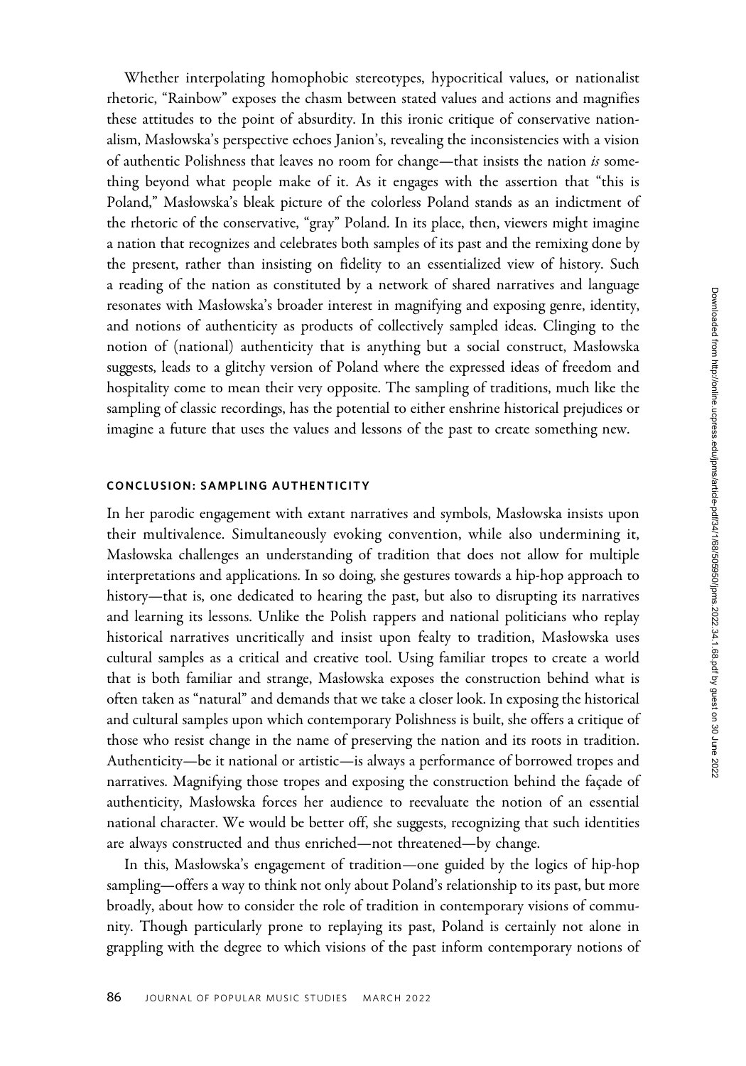Whether interpolating homophobic stereotypes, hypocritical values, or nationalist rhetoric, "Rainbow" exposes the chasm between stated values and actions and magnifies these attitudes to the point of absurdity. In this ironic critique of conservative nationalism, Masłowska's perspective echoes Janion's, revealing the inconsistencies with a vision of authentic Polishness that leaves no room for change—that insists the nation *is* something beyond what people make of it. As it engages with the assertion that "this is Poland," Masłowska's bleak picture of the colorless Poland stands as an indictment of the rhetoric of the conservative, "gray" Poland. In its place, then, viewers might imagine a nation that recognizes and celebrates both samples of its past and the remixing done by the present, rather than insisting on fidelity to an essentialized view of history. Such a reading of the nation as constituted by a network of shared narratives and language resonates with Masłowska's broader interest in magnifying and exposing genre, identity, and notions of authenticity as products of collectively sampled ideas. Clinging to the notion of (national) authenticity that is anything but a social construct, Masłowska suggests, leads to a glitchy version of Poland where the expressed ideas of freedom and hospitality come to mean their very opposite. The sampling of traditions, much like the sampling of classic recordings, has the potential to either enshrine historical prejudices or imagine a future that uses the values and lessons of the past to create something new.

## CONCLUSION: SAMPLING AUTHENTICITY

In her parodic engagement with extant narratives and symbols, Masłowska insists upon their multivalence. Simultaneously evoking convention, while also undermining it, Masłowska challenges an understanding of tradition that does not allow for multiple interpretations and applications. In so doing, she gestures towards a hip-hop approach to history—that is, one dedicated to hearing the past, but also to disrupting its narratives and learning its lessons. Unlike the Polish rappers and national politicians who replay historical narratives uncritically and insist upon fealty to tradition, Masłowska uses cultural samples as a critical and creative tool. Using familiar tropes to create a world that is both familiar and strange, Masłowska exposes the construction behind what is often taken as "natural" and demands that we take a closer look. In exposing the historical and cultural samples upon which contemporary Polishness is built, she offers a critique of those who resist change in the name of preserving the nation and its roots in tradition. Authenticity—be it national or artistic—is always a performance of borrowed tropes and narratives. Magnifying those tropes and exposing the construction behind the façade of authenticity, Masłowska forces her audience to reevaluate the notion of an essential national character. We would be better off, she suggests, recognizing that such identities are always constructed and thus enriched—not threatened—by change.

In this, Masłowska's engagement of tradition—one guided by the logics of hip-hop sampling—offers a way to think not only about Poland's relationship to its past, but more broadly, about how to consider the role of tradition in contemporary visions of community. Though particularly prone to replaying its past, Poland is certainly not alone in grappling with the degree to which visions of the past inform contemporary notions of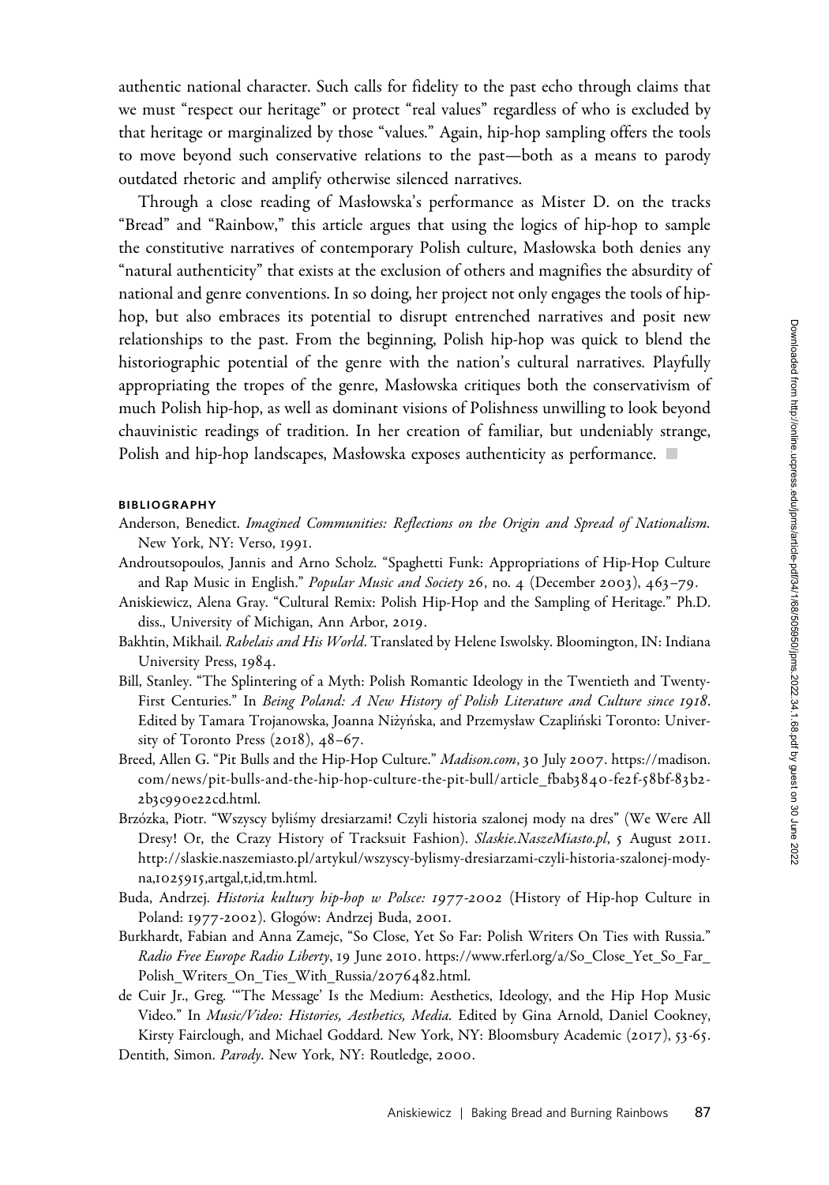authentic national character. Such calls for fidelity to the past echo through claims that we must "respect our heritage" or protect "real values" regardless of who is excluded by that heritage or marginalized by those "values." Again, hip-hop sampling offers the tools to move beyond such conservative relations to the past—both as a means to parody outdated rhetoric and amplify otherwise silenced narratives.

Through a close reading of Masłowska's performance as Mister D. on the tracks "Bread" and "Rainbow," this article argues that using the logics of hip-hop to sample the constitutive narratives of contemporary Polish culture, Masłowska both denies any "natural authenticity" that exists at the exclusion of others and magnifies the absurdity of national and genre conventions. In so doing, her project not only engages the tools of hip-hop, but also embraces its potential to disrupt entrenched narratives and posit new relationships to the past. From the beginning, Polish hip-hop was quick to blend the historiographic potential of the genre with the nation's cultural narratives. Playfully appropriating the tropes of the genre, Masłowska critiques both the conservativism of much Polish hip-hop, as well as dominant visions of Polishness unwilling to look beyond chauvinistic readings of tradition. In her creation of familiar, but undeniably strange, Polish and hip-hop landscapes, Masłowska exposes authenticity as performance. ■

## BIBLIOGRAPHY

Anderson, Benedict. *Imagined Communities: Reflections on the Origin and Spread of Nationalism*. New York, NY: Verso, 1991.

Androutsopoulos, Jannis and Arno Scholz. "Spaghetti Funk: Appropriations of Hip-Hop Culture and Rap Music in English." *Popular Music and Society* 26, no. 4 (December 2003), 463–79.

Aniskiewicz, Alena Gray. "Cultural Remix: Polish Hip-Hop and the Sampling of Heritage." Ph.D. diss., University of Michigan, Ann Arbor, 2019.

Bakhtin, Mikhail. *Rabelais and His World*. Translated by Helene Iswolsky. Bloomington, IN: Indiana University Press, 1984.

Bill, Stanley. "The Splintering of a Myth: Polish Romantic Ideology in the Twentieth and Twenty-First Centuries." In *Being Poland: A New History of Polish Literature and Culture since 1918*. Edited by Tamara Trojanowska, Joanna Niżyńska, and Przemysław Czapliński Toronto: University of Toronto Press (2018), 48–67.

Breed, Allen G. "Pit Bulls and the Hip-Hop Culture." *Madison.com*, 30 July 2007. https://madison.com/news/pit-bulls-and-the-hip-hop-culture-the-pit-bull/article_fbab3840-fe2f-58bf-83b2-2b3c990e22cd.html.

Brzózka, Piotr. "Wszyscy byliśmy dresiarzami! Czyli historia szalonej mody na dres" (We Were All Dresy! Or, the Crazy History of Tracksuit Fashion). *Slaskie.NaszeMiasto.pl*, 5 August 2011. http://slaskie.naszemiasto.pl/artykul/wszyscy-bylismy-dresiarzami-czyli-historia-szalonej-mody-na,1025915,artgal,t,id,tm.html.

Buda, Andrzej. *Historia kultury hip-hop w Polsce: 1977-2002* (History of Hip-hop Culture in Poland: 1977-2002). Głogów: Andrzej Buda, 2001.

Burkhardt, Fabian and Anna Zamejc, "So Close, Yet So Far: Polish Writers On Ties with Russia." *Radio Free Europe Radio Liberty*, 19 June 2010. https://www.rferl.org/a/So_Close_Yet_So_Far_Polish_Writers_On_Ties_With_Russia/2076482.html.

de Cuir Jr., Greg. "'The Message' Is the Medium: Aesthetics, Ideology, and the Hip Hop Music Video." In *Music/Video: Histories, Aesthetics, Media*. Edited by Gina Arnold, Daniel Cookney, Kirsty Fairclough, and Michael Goddard. New York, NY: Bloomsbury Academic (2017), 53-65.

Dentith, Simon. *Parody*. New York, NY: Routledge, 2000.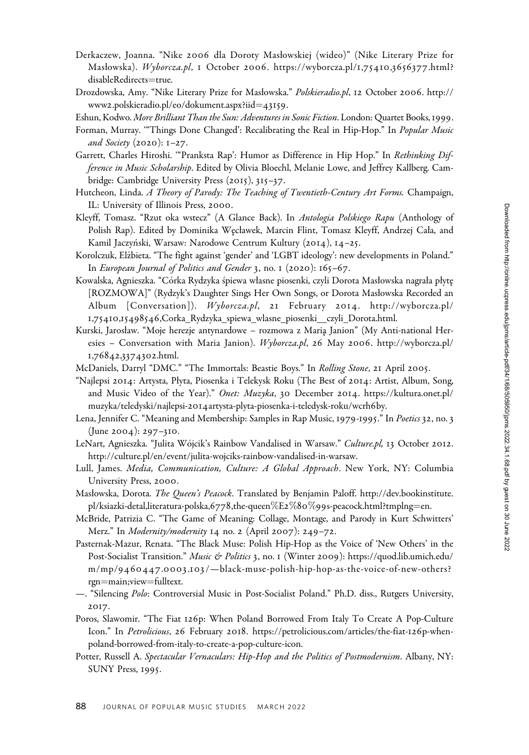Derkaczew, Joanna. "Nike 2006 dla Doroty Masłowskiej (wideo)" (Nike Literary Prize for Masłowska). *Wyborcza.pl*, 1 October 2006. https://wyborcza.pl/1,75410,3656377.html?disableRedirects=true.

Drozdowska, Amy. "Nike Literary Prize for Masłowska." *Polskieradio.pl*, 12 October 2006. http://www2.polskieradio.pl/eo/dokument.aspx?iid=43159.

Eshun, Kodwo. *More Brilliant Than the Sun: Adventures in Sonic Fiction*. London: Quartet Books, 1999.

Forman, Murray. "'Things Done Changed': Recalibrating the Real in Hip-Hop." In *Popular Music and Society* (2020): 1–27.

Garrett, Charles Hiroshi. "'Pranksta Rap': Humor as Difference in Hip Hop." In *Rethinking Difference in Music Scholarship*. Edited by Olivia Bloechl, Melanie Lowe, and Jeffrey Kallberg. Cambridge: Cambridge University Press (2015), 315–37.

Hutcheon, Linda. *A Theory of Parody: The Teaching of Twentieth-Century Art Forms.* Champaign, IL: University of Illinois Press, 2000.

Kleyff, Tomasz. "Rzut oka wstecz" (A Glance Back). In *Antologia Polskiego Rapu* (Anthology of Polish Rap). Edited by Dominika Węcławek, Marcin Flint, Tomasz Kleyff, Andrzej Cała, and Kamil Jaczyński, Warsaw: Narodowe Centrum Kultury (2014), 14–25.

Korolczuk, Elżbieta. "The fight against 'gender' and 'LGBT ideology': new developments in Poland." In *European Journal of Politics and Gender* 3, no. 1 (2020): 165–67.

Kowalska, Agnieszka. "Córka Rydzyka śpiewa własne piosenki, czyli Dorota Masłowska nagrała płytę [ROZMOWA]" (Rydzyk's Daughter Sings Her Own Songs, or Dorota Masłowska Recorded an Album [Conversation]). *Wyborcza.pl*, 21 February 2014. http://wyborcza.pl/1,75410,15498546,Corka_Rydzyka_spiewa_wlasne_piosenki__czyli_Dorota.html.

Kurski, Jarosław. "Moje herezje antynardowe – rozmowa z Marią Janion" (My Anti-national Heresies – Conversation with Maria Janion). *Wyborcza.pl*, 26 May 2006. http://wyborcza.pl/1,76842,3374302.html.

McDaniels, Darryl "DMC." "The Immortals: Beastie Boys." In *Rolling Stone*, 21 April 2005.

"Najlepsi 2014: Artysta, Płyta, Piosenka i Telekysk Roku (The Best of 2014: Artist, Album, Song, and Music Video of the Year)." *Onet: Muzyka*, 30 December 2014. https://kultura.onet.pl/muzyka/teledyski/najlepsi-2014artysta-plyta-piosenka-i-teledysk-roku/wcrh6by.

Lena, Jennifer C. "Meaning and Membership: Samples in Rap Music, 1979-1995." In *Poetics* 32, no. 3 (June 2004): 297–310.

LeNart, Agnieszka. "Julita Wójcik's Rainbow Vandalised in Warsaw." *Culture.pl,* 13 October 2012. http://culture.pl/en/event/julita-wojciks-rainbow-vandalised-in-warsaw.

Lull, James. *Media, Communication, Culture: A Global Approach*. New York, NY: Columbia University Press, 2000.

Masłowska, Dorota. *The Queen's Peacock*. Translated by Benjamin Paloff. http://dev.bookinstitute.pl/ksiazki-detal,literatura-polska,6778,the-queen%E2%80%99s-peacock.html?tmplng=en.

McBride, Patrizia C. "The Game of Meaning: Collage, Montage, and Parody in Kurt Schwitters' Merz." In *Modernity/modernity* 14 no. 2 (April 2007): 249–72.

Pasternak-Mazur, Renata. "The Black Muse: Polish Hip-Hop as the Voice of 'New Others' in the Post-Socialist Transition." *Music & Politics* 3, no. 1 (Winter 2009): https://quod.lib.umich.edu/m/mp/9460447.0003.103/—black-muse-polish-hip-hop-as-the-voice-of-new-others?rgn=main;view=fulltext.

—. "Silencing *Polo*: Controversial Music in Post-Socialist Poland." Ph.D. diss., Rutgers University, 2017.

Poros, Slawomir. "The Fiat 126p: When Poland Borrowed From Italy To Create A Pop-Culture Icon." In *Petrolicious*, 26 February 2018. https://petrolicious.com/articles/the-fiat-126p-when-poland-borrowed-from-italy-to-create-a-pop-culture-icon.

Potter, Russell A. *Spectacular Vernaculars: Hip-Hop and the Politics of Postmodernism*. Albany, NY: SUNY Press, 1995.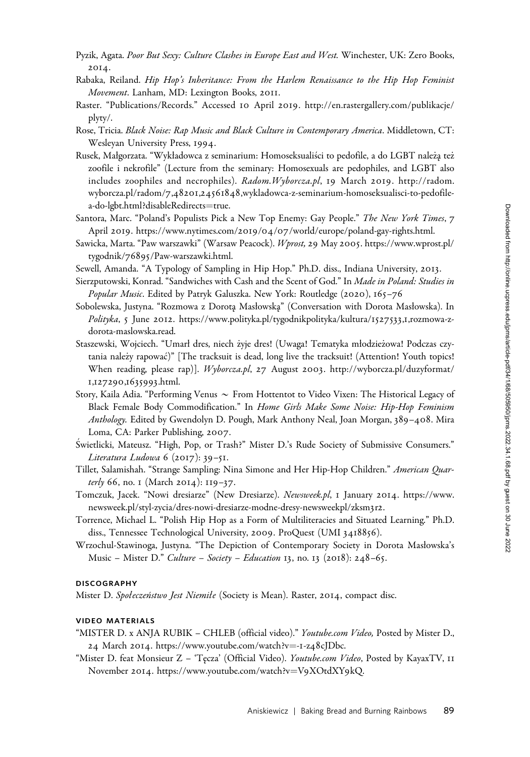Pyzik, Agata. *Poor But Sexy: Culture Clashes in Europe East and West.* Winchester, UK: Zero Books, 2014.

Rabaka, Reiland. *Hip Hop's Inheritance: From the Harlem Renaissance to the Hip Hop Feminist Movement*. Lanham, MD: Lexington Books, 2011.

Raster. "Publications/Records." Accessed 10 April 2019. http://en.rastergallery.com/publikacje/plyty/.

Rose, Tricia. *Black Noise: Rap Music and Black Culture in Contemporary America*. Middletown, CT: Wesleyan University Press, 1994.

Rusek, Małgorzata. "Wykładowca z seminarium: Homoseksualiści to pedofile, a do LGBT należą też zoofile i nekrofile" (Lecture from the seminary: Homosexuals are pedophiles, and LGBT also includes zoophiles and necrophiles). *Radom.Wyborcza.pl*, 19 March 2019. http://radom.wyborcza.pl/radom/7,48201,24561848,wykladowca-z-seminarium-homoseksualisci-to-pedofile-a-do-lgbt.html?disableRedirects=true.

Santora, Marc. "Poland's Populists Pick a New Top Enemy: Gay People." *The New York Times*, 7 April 2019. https://www.nytimes.com/2019/04/07/world/europe/poland-gay-rights.html.

Sawicka, Marta. "Paw warszawki" (Warsaw Peacock). *Wprost,* 29 May 2005. https://www.wprost.pl/tygodnik/76895/Paw-warszawki.html.

Sewell, Amanda. "A Typology of Sampling in Hip Hop." Ph.D. diss., Indiana University, 2013.

Sierzputowski, Konrad. "Sandwiches with Cash and the Scent of God." In *Made in Poland: Studies in Popular Music*. Edited by Patryk Galuszka. New York: Routledge (2020), 165–76

Sobolewska, Justyna. "Rozmowa z Dorotą Masłowską" (Conversation with Dorota Masłowska). In *Polityka*, 5 June 2012. https://www.polityka.pl/tygodnikpolityka/kultura/1527533,1,rozmowa-z-dorota-maslowska.read.

Staszewski, Wojciech. "Umarł dres, niech żyje dres! (Uwaga! Tematyka młodzieżowa! Podczas czytania należy rapować)" [The tracksuit is dead, long live the tracksuit! (Attention! Youth topics! When reading, please rap)]. *Wyborcza.pl*, 27 August 2003. http://wyborcza.pl/duzyformat/1,127290,1635993.html.

Story, Kaila Adia. "Performing Venus ~ From Hottentot to Video Vixen: The Historical Legacy of Black Female Body Commodification." In *Home Girls Make Some Noise: Hip-Hop Feminism Anthology.* Edited by Gwendolyn D. Pough, Mark Anthony Neal, Joan Morgan, 389–408. Mira Loma, CA: Parker Publishing, 2007.

Świetlicki, Mateusz. "High, Pop, or Trash?" Mister D.'s Rude Society of Submissive Consumers." *Literatura Ludowa* 6 (2017): 39–51.

Tillet, Salamishah. "Strange Sampling: Nina Simone and Her Hip-Hop Children." *American Quarterly* 66, no. 1 (March 2014): 119–37.

Tomczuk, Jacek. "Nowi dresiarze" (New Dresiarze). *Newsweek.pl*, 1 January 2014. https://www.newsweek.pl/styl-zycia/dres-nowi-dresiarze-modne-dresy-newsweekpl/zksm3r2.

Torrence, Michael L. "Polish Hip Hop as a Form of Multiliteracies and Situated Learning." Ph.D. diss., Tennessee Technological University, 2009. ProQuest (UMI 3418856).

Wrzochul-Stawinoga, Justyna. "The Depiction of Contemporary Society in Dorota Masłowska's Music – Mister D." *Culture – Society – Education* 13, no. 13 (2018): 248–65.

## DISCOGRAPHY

Mister D. *Społeczeństwo Jest Niemiłe* (Society is Mean). Raster, 2014, compact disc.

## VIDEO MATERIALS

"MISTER D. x ANJA RUBIK – CHLEB (official video)." *Youtube.com Video,* Posted by Mister D., 24 March 2014. https://www.youtube.com/watch?v=-1-z48cJDbc.

"Mister D. feat Monsieur Z – 'Tęcza' (Official Video). *Youtube.com Video*, Posted by KayaxTV, 11 November 2014. https://www.youtube.com/watch?v=V9XOtdXY9kQ.